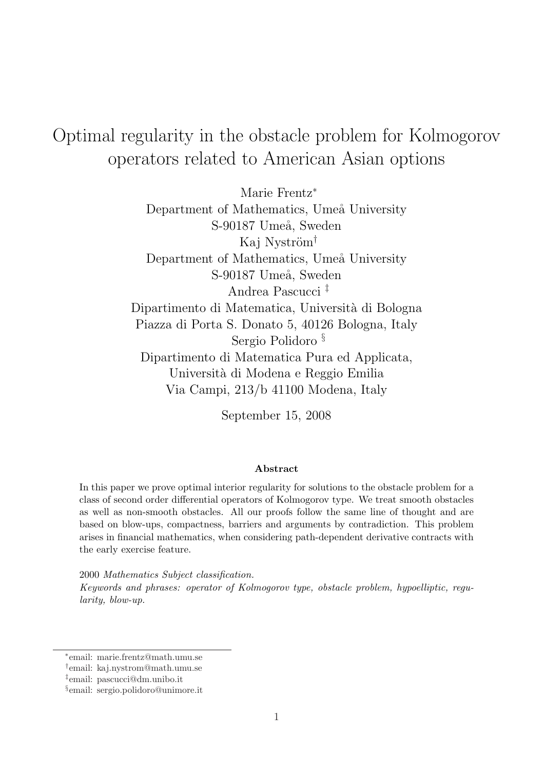# Optimal regularity in the obstacle problem for Kolmogorov operators related to American Asian options

Marie Frentz[*]  
Department of Mathematics, Umeå University  
S-90187 Umeå, Sweden  
Kaj Nyström[†]  
Department of Mathematics, Umeå University  
S-90187 Umeå, Sweden  
Andrea Pascucci [‡]  
Dipartimento di Matematica, Università di Bologna  
Piazza di Porta S. Donato 5, 40126 Bologna, Italy  
Sergio Polidoro [§]  
Dipartimento di Matematica Pura ed Applicata,  
Università di Modena e Reggio Emilia  
Via Campi, 213/b 41100 Modena, Italy

September 15, 2008

## Abstract

In this paper we prove optimal interior regularity for solutions to the obstacle problem for a class of second order differential operators of Kolmogorov type. We treat smooth obstacles as well as non-smooth obstacles. All our proofs follow the same line of thought and are based on blow-ups, compactness, barriers and arguments by contradiction. This problem arises in financial mathematics, when considering path-dependent derivative contracts with the early exercise feature.

2000 *Mathematics Subject classification.*  
*Keywords and phrases: operator of Kolmogorov type, obstacle problem, hypoelliptic, regularity, blow-up.*

---

[*] email: marie.frentz@math.umu.se  
[†] email: kaj.nystrom@math.umu.se  
[‡] email: pascucci@dm.unibo.it  
[§] email: sergio.polidoro@unimore.it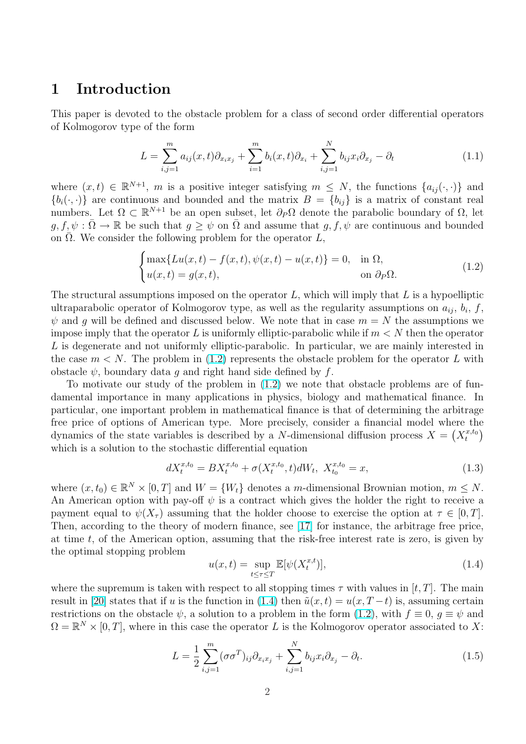# 1 Introduction

This paper is devoted to the obstacle problem for a class of second order differential operators of Kolmogorov type of the form

$$L = \sum_{i,j=1}^{m} a_{ij}(x,t)\partial_{x_i x_j} + \sum_{i=1}^{m} b_i(x,t)\partial_{x_i} + \sum_{i,j=1}^{N} b_{ij}x_i\partial_{x_j} - \partial_t \tag{1.1}$$

where $(x,t) \in \mathbb{R}^{N+1}$, $m$ is a positive integer satisfying $m \leq N$, the functions $\{a_{ij}(\cdot,\cdot)\}$ and $\{b_i(\cdot,\cdot)\}$ are continuous and bounded and the matrix $B = \{b_{ij}\}$ is a matrix of constant real numbers. Let $\Omega \subset \mathbb{R}^{N+1}$ be an open subset, let $\partial_P\Omega$ denote the parabolic boundary of $\Omega$, let $g, f, \psi : \bar{\Omega} \to \mathbb{R}$ be such that $g \geq \psi$ on $\bar{\Omega}$ and assume that $g, f, \psi$ are continuous and bounded on $\bar{\Omega}$. We consider the following problem for the operator $L$,

$$\begin{cases} \max\{Lu(x,t) - f(x,t), \psi(x,t) - u(x,t)\} = 0, & \text{in } \Omega, \\ u(x,t) = g(x,t), & \text{on } \partial_P\Omega. \end{cases} \tag{1.2}$$

The structural assumptions imposed on the operator $L$, which will imply that $L$ is a hypoelliptic ultraparabolic operator of Kolmogorov type, as well as the regularity assumptions on $a_{ij}$, $b_i$, $f$, $\psi$ and $g$ will be defined and discussed below. We note that in case $m = N$ the assumptions we impose imply that the operator $L$ is uniformly elliptic-parabolic while if $m < N$ then the operator $L$ is degenerate and not uniformly elliptic-parabolic. In particular, we are mainly interested in the case $m < N$. The problem in (1.2) represents the obstacle problem for the operator $L$ with obstacle $\psi$, boundary data $g$ and right hand side defined by $f$.

To motivate our study of the problem in (1.2) we note that obstacle problems are of fundamental importance in many applications in physics, biology and mathematical finance. In particular, one important problem in mathematical finance is that of determining the arbitrage free price of options of American type. More precisely, consider a financial model where the dynamics of the state variables is described by a $N$-dimensional diffusion process $X = \left(X_t^{x,t_0}\right)$ which is a solution to the stochastic differential equation

$$dX_t^{x,t_0} = BX_t^{x,t_0} + \sigma(X_t^{x,t_0}, t)dW_t, \; X_{t_0}^{x,t_0} = x, \tag{1.3}$$

where $(x,t_0) \in \mathbb{R}^N \times [0,T]$ and $W = \{W_t\}$ denotes a $m$-dimensional Brownian motion, $m \leq N$. An American option with pay-off $\psi$ is a contract which gives the holder the right to receive a payment equal to $\psi(X_\tau)$ assuming that the holder choose to exercise the option at $\tau \in [0,T]$. Then, according to the theory of modern finance, see [17] for instance, the arbitrage free price, at time $t$, of the American option, assuming that the risk-free interest rate is zero, is given by the optimal stopping problem

$$u(x,t) = \sup_{t \leq \tau \leq T} \mathbb{E}[\psi(X_t^{x,t})], \tag{1.4}$$

where the supremum is taken with respect to all stopping times $\tau$ with values in $[t,T]$. The main result in [20] states that if $u$ is the function in (1.4) then $\tilde{u}(x,t) = u(x, T-t)$ is, assuming certain restrictions on the obstacle $\psi$, a solution to a problem in the form (1.2), with $f \equiv 0$, $g \equiv \psi$ and $\Omega = \mathbb{R}^N \times [0,T]$, where in this case the operator $L$ is the Kolmogorov operator associated to $X$:

$$L = \frac{1}{2}\sum_{i,j=1}^{m} (\sigma\sigma^T)_{ij}\partial_{x_i x_j} + \sum_{i,j=1}^{N} b_{ij}x_i\partial_{x_j} - \partial_t. \tag{1.5}$$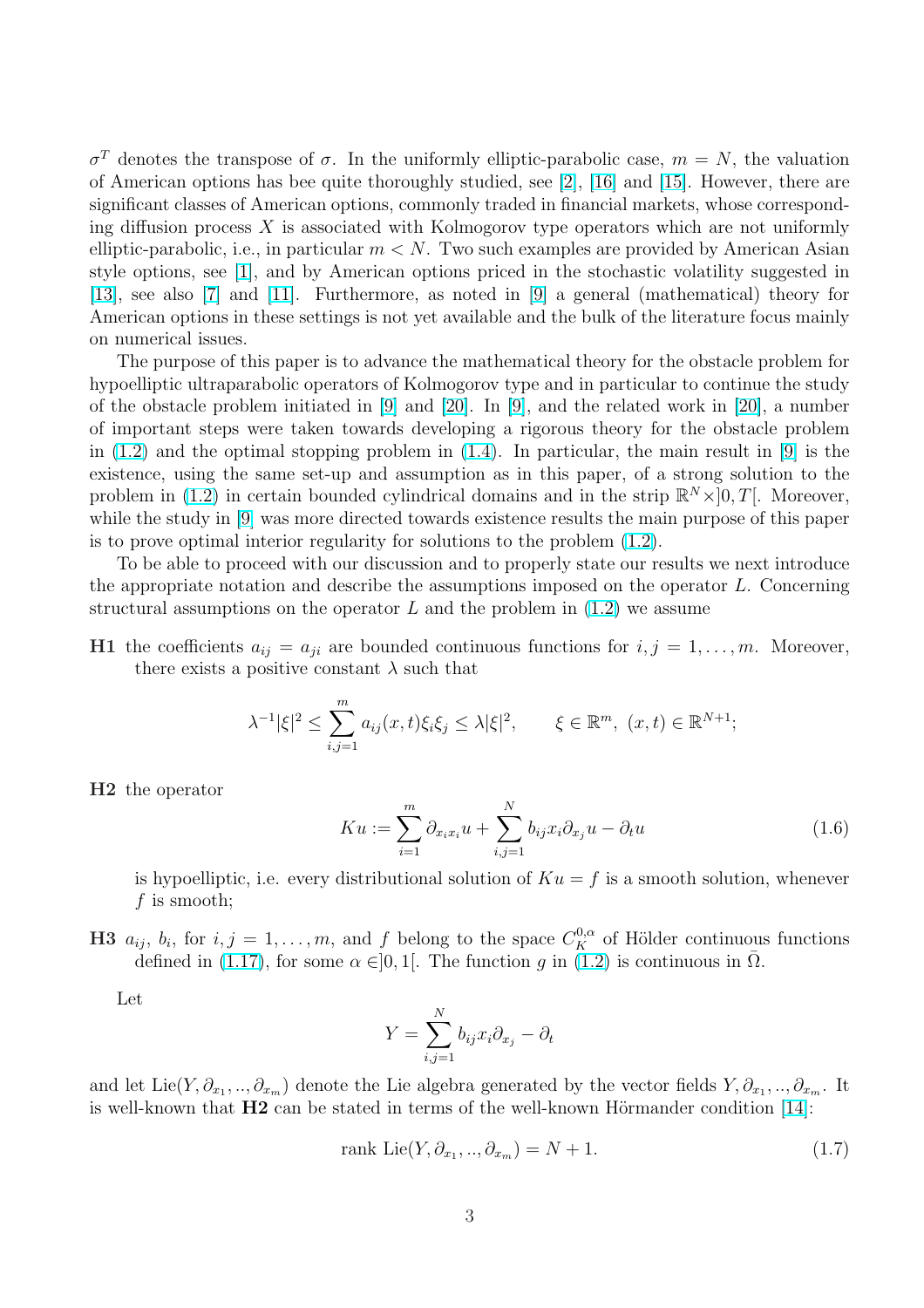$\sigma^T$ denotes the transpose of $\sigma$. In the uniformly elliptic-parabolic case, $m = N$, the valuation of American options has bee quite thoroughly studied, see [2], [16] and [15]. However, there are significant classes of American options, commonly traded in financial markets, whose corresponding diffusion process $X$ is associated with Kolmogorov type operators which are not uniformly elliptic-parabolic, i.e., in particular $m < N$. Two such examples are provided by American Asian style options, see [1], and by American options priced in the stochastic volatility suggested in [13], see also [7] and [11]. Furthermore, as noted in [9] a general (mathematical) theory for American options in these settings is not yet available and the bulk of the literature focus mainly on numerical issues.

The purpose of this paper is to advance the mathematical theory for the obstacle problem for hypoelliptic ultraparabolic operators of Kolmogorov type and in particular to continue the study of the obstacle problem initiated in [9] and [20]. In [9], and the related work in [20], a number of important steps were taken towards developing a rigorous theory for the obstacle problem in (1.2) and the optimal stopping problem in (1.4). In particular, the main result in [9] is the existence, using the same set-up and assumption as in this paper, of a strong solution to the problem in (1.2) in certain bounded cylindrical domains and in the strip $\mathbb{R}^N \times ]0, T[$. Moreover, while the study in [9] was more directed towards existence results the main purpose of this paper is to prove optimal interior regularity for solutions to the problem (1.2).

To be able to proceed with our discussion and to properly state our results we next introduce the appropriate notation and describe the assumptions imposed on the operator $L$. Concerning structural assumptions on the operator $L$ and the problem in (1.2) we assume

**H1** the coefficients $a_{ij} = a_{ji}$ are bounded continuous functions for $i, j = 1, \dots, m$. Moreover, there exists a positive constant $\lambda$ such that

$$\lambda^{-1}|\xi|^2 \leq \sum_{i,j=1}^{m} a_{ij}(x,t)\xi_i\xi_j \leq \lambda|\xi|^2, \qquad \xi \in \mathbb{R}^m,\ (x,t) \in \mathbb{R}^{N+1};$$

**H2** the operator

$$Ku := \sum_{i=1}^{m} \partial_{x_i x_i} u + \sum_{i,j=1}^{N} b_{ij} x_i \partial_{x_j} u - \partial_t u \tag{1.6}$$

is hypoelliptic, i.e. every distributional solution of $Ku = f$ is a smooth solution, whenever $f$ is smooth;

**H3** $a_{ij}$, $b_i$, for $i, j = 1, \dots, m$, and $f$ belong to the space $C_K^{0,\alpha}$ of Hölder continuous functions defined in (1.17), for some $\alpha \in ]0, 1[$. The function $g$ in (1.2) is continuous in $\bar{\Omega}$.

Let

$$Y = \sum_{i,j=1}^{N} b_{ij} x_i \partial_{x_j} - \partial_t$$

and let $\mathrm{Lie}(Y, \partial_{x_1}, .., \partial_{x_m})$ denote the Lie algebra generated by the vector fields $Y, \partial_{x_1}, .., \partial_{x_m}$. It is well-known that **H2** can be stated in terms of the well-known Hörmander condition [14]:

$$\text{rank } \mathrm{Lie}(Y, \partial_{x_1}, .., \partial_{x_m}) = N + 1. \tag{1.7}$$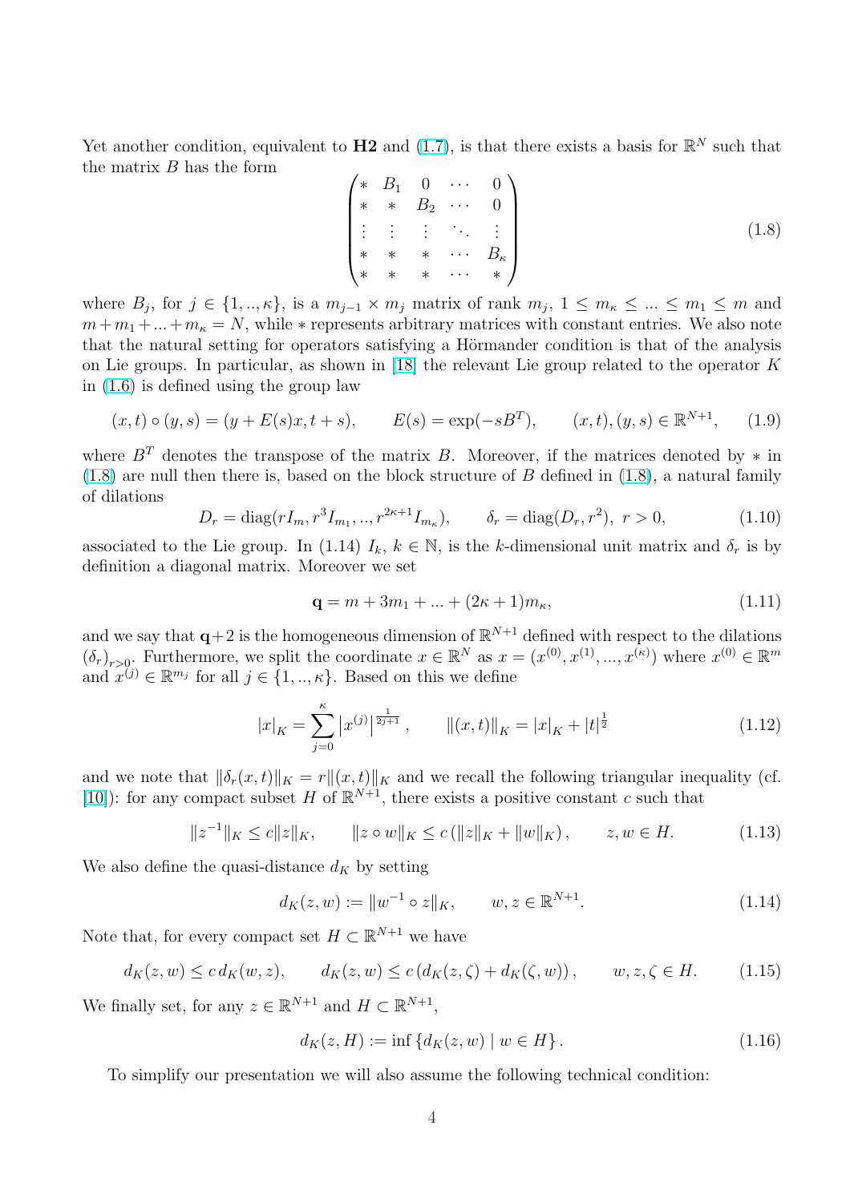Yet another condition, equivalent to **H2** and (1.7), is that there exists a basis for $\mathbb{R}^N$ such that the matrix $B$ has the form

$$\begin{pmatrix} * & B_1 & 0 & \cdots & 0 \\ * & * & B_2 & \cdots & 0 \\ \vdots & \vdots & \vdots & \ddots & \vdots \\ * & * & * & \cdots & B_\kappa \\ * & * & * & \cdots & * \end{pmatrix} \tag{1.8}$$

where $B_j$, for $j \in \{1,..,\kappa\}$, is a $m_{j-1} \times m_j$ matrix of rank $m_j$, $1 \le m_\kappa \le ... \le m_1 \le m$ and $m + m_1 + ... + m_\kappa = N$, while $*$ represents arbitrary matrices with constant entries. We also note that the natural setting for operators satisfying a Hörmander condition is that of the analysis on Lie groups. In particular, as shown in [18] the relevant Lie group related to the operator $K$ in (1.6) is defined using the group law

$$(x,t) \circ (y,s) = (y + E(s)x, t+s), \qquad E(s) = \exp(-sB^T), \qquad (x,t),(y,s) \in \mathbb{R}^{N+1}, \tag{1.9}$$

where $B^T$ denotes the transpose of the matrix $B$. Moreover, if the matrices denoted by $*$ in (1.8) are null then there is, based on the block structure of $B$ defined in (1.8), a natural family of dilations

$$D_r = \mathrm{diag}(rI_m, r^3 I_{m_1}, .., r^{2\kappa+1} I_{m_\kappa}), \qquad \delta_r = \mathrm{diag}(D_r, r^2), \ r > 0, \tag{1.10}$$

associated to the Lie group. In (1.14) $I_k$, $k \in \mathbb{N}$, is the $k$-dimensional unit matrix and $\delta_r$ is by definition a diagonal matrix. Moreover we set

$$\mathbf{q} = m + 3m_1 + ... + (2\kappa+1)m_\kappa, \tag{1.11}$$

and we say that $\mathbf{q}+2$ is the homogeneous dimension of $\mathbb{R}^{N+1}$ defined with respect to the dilations $(\delta_r)_{r>0}$. Furthermore, we split the coordinate $x \in \mathbb{R}^N$ as $x = (x^{(0)}, x^{(1)}, ..., x^{(\kappa)})$ where $x^{(0)} \in \mathbb{R}^m$ and $x^{(j)} \in \mathbb{R}^{m_j}$ for all $j \in \{1,..,\kappa\}$. Based on this we define

$$|x|_K = \sum_{j=0}^{\kappa} \left| x^{(j)} \right|^{\frac{1}{2j+1}}, \qquad \|(x,t)\|_K = |x|_K + |t|^{\frac{1}{2}} \tag{1.12}$$

and we note that $\|\delta_r(x,t)\|_K = r\|(x,t)\|_K$ and we recall the following triangular inequality (cf. [10]): for any compact subset $H$ of $\mathbb{R}^{N+1}$, there exists a positive constant $c$ such that

$$\|z^{-1}\|_K \le c\|z\|_K, \qquad \|z \circ w\|_K \le c\left(\|z\|_K + \|w\|_K\right), \qquad z, w \in H. \tag{1.13}$$

We also define the quasi-distance $d_K$ by setting

$$d_K(z,w) := \|w^{-1} \circ z\|_K, \qquad w, z \in \mathbb{R}^{N+1}. \tag{1.14}$$

Note that, for every compact set $H \subset \mathbb{R}^{N+1}$ we have

$$d_K(z,w) \le c\, d_K(w,z), \qquad d_K(z,w) \le c\left(d_K(z,\zeta) + d_K(\zeta,w)\right), \qquad w, z, \zeta \in H. \tag{1.15}$$

We finally set, for any $z \in \mathbb{R}^{N+1}$ and $H \subset \mathbb{R}^{N+1}$,

$$d_K(z,H) := \inf\left\{d_K(z,w) \mid w \in H\right\}. \tag{1.16}$$

To simplify our presentation we will also assume the following technical condition: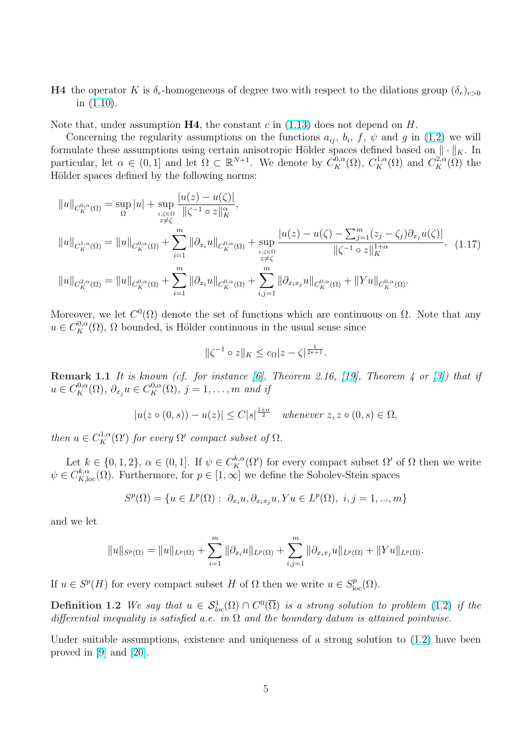**H4** the operator $K$ is $\delta_r$-homogeneous of degree two with respect to the dilations group $(\delta_r)_{r>0}$ in (1.10).

Note that, under assumption **H4**, the constant $c$ in (1.13) does not depend on $H$.

Concerning the regularity assumptions on the functions $a_{ij}$, $b_i$, $f$, $\psi$ and $g$ in (1.2) we will formulate these assumptions using certain anisotropic Hölder spaces defined based on $\|\cdot\|_K$. In particular, let $\alpha \in (0,1]$ and let $\Omega \subset \mathbb{R}^{N+1}$. We denote by $C^{0,\alpha}_K(\Omega)$, $C^{1,\alpha}_K(\Omega)$ and $C^{2,\alpha}_K(\Omega)$ the Hölder spaces defined by the following norms:

$$
\begin{aligned}
\|u\|_{C^{0,\alpha}_K(\Omega)} &= \sup_{\Omega}|u| + \sup_{\substack{z,\zeta\in\Omega \\ z\neq\zeta}} \frac{|u(z)-u(\zeta)|}{\|\zeta^{-1}\circ z\|_K^{\alpha}}, \\
\|u\|_{C^{1,\alpha}_K(\Omega)} &= \|u\|_{C^{0,\alpha}_K(\Omega)} + \sum_{i=1}^{m}\|\partial_{x_i}u\|_{C^{0,\alpha}_K(\Omega)} + \sup_{\substack{z,\zeta\in\Omega \\ z\neq\zeta}} \frac{|u(z)-u(\zeta)-\sum_{j=1}^{m}(z_j-\zeta_j)\partial_{x_j}u(\zeta)|}{\|\zeta^{-1}\circ z\|_K^{1+\alpha}}, \quad (1.17)\\
\|u\|_{C^{2,\alpha}_K(\Omega)} &= \|u\|_{C^{0,\alpha}_K(\Omega)} + \sum_{i=1}^{m}\|\partial_{x_i}u\|_{C^{0,\alpha}_K(\Omega)} + \sum_{i,j=1}^{m}\|\partial_{x_ix_j}u\|_{C^{0,\alpha}_K(\Omega)} + \|Yu\|_{C^{0,\alpha}_K(\Omega)}.
\end{aligned}
$$

Moreover, we let $C^0(\Omega)$ denote the set of functions which are continuous on $\Omega$. Note that any $u \in C^{0,\alpha}_K(\Omega)$, $\Omega$ bounded, is Hölder continuous in the usual sense since

$$
\|\zeta^{-1}\circ z\|_K \leq c_\Omega |z-\zeta|^{\frac{1}{2\kappa+1}}.
$$

**Remark 1.1** *It is known (cf. for instance [6], Theorem 2.16, [19], Theorem 4 or [3]) that if $u \in C^{0,\alpha}_K(\Omega)$, $\partial_{x_j}u \in C^{0,\alpha}_K(\Omega)$, $j=1,\dots,m$ and if*

$$
|u(z\circ(0,s)) - u(z)| \leq C|s|^{\frac{1+\alpha}{2}} \quad \textit{whenever } z, z\circ(0,s)\in\Omega,
$$

*then $u \in C^{1,\alpha}_K(\Omega')$ for every $\Omega'$ compact subset of $\Omega$.*

Let $k \in \{0,1,2\}$, $\alpha \in (0,1]$. If $\psi \in C^{k,\alpha}_K(\Omega')$ for every compact subset $\Omega'$ of $\Omega$ then we write $\psi \in C^{k,\alpha}_{K,\mathrm{loc}}(\Omega)$. Furthermore, for $p \in [1,\infty]$ we define the Sobolev-Stein spaces

$$
S^p(\Omega) = \{u \in L^p(\Omega) : \ \partial_{x_i}u, \partial_{x_ix_j}u, Yu \in L^p(\Omega), \ i,j=1,...,m\}
$$

and we let

$$
\|u\|_{S^p(\Omega)} = \|u\|_{L^p(\Omega)} + \sum_{i=1}^{m}\|\partial_{x_i}u\|_{L^p(\Omega)} + \sum_{i,j=1}^{m}\|\partial_{x_ix_j}u\|_{L^p(\Omega)} + \|Yu\|_{L^p(\Omega)}.
$$

If $u \in S^p(H)$ for every compact subset $H$ of $\Omega$ then we write $u \in S^p_{\mathrm{loc}}(\Omega)$.

**Definition 1.2** *We say that $u \in \mathcal{S}^1_{loc}(\Omega)\cap C^0(\overline{\Omega})$ is a strong solution to problem (1.2) if the differential inequality is satisfied a.e. in $\Omega$ and the boundary datum is attained pointwise.*

Under suitable assumptions, existence and uniqueness of a strong solution to (1.2) have been proved in [9] and [20].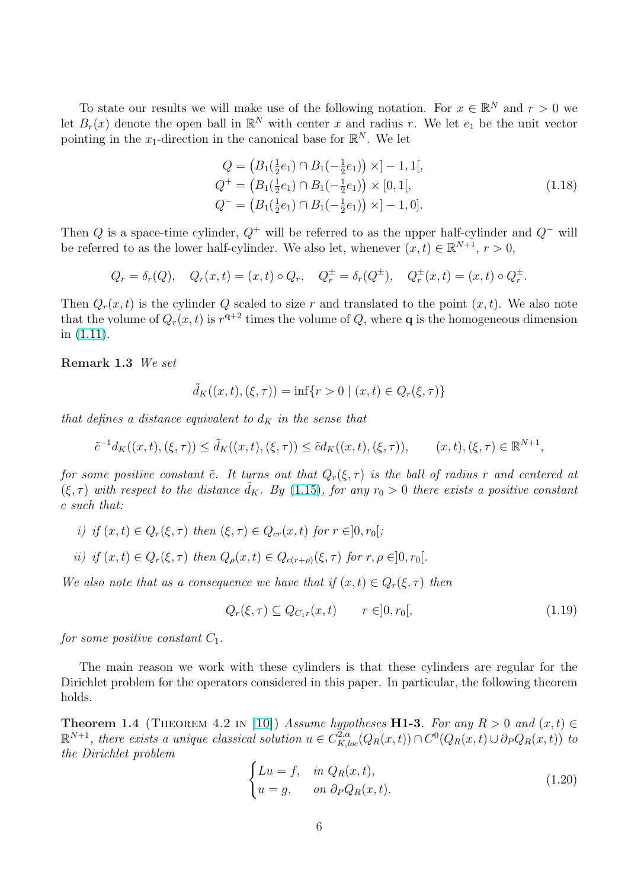To state our results we will make use of the following notation. For $x \in \mathbb{R}^N$ and $r > 0$ we let $B_r(x)$ denote the open ball in $\mathbb{R}^N$ with center $x$ and radius $r$. We let $e_1$ be the unit vector pointing in the $x_1$-direction in the canonical base for $\mathbb{R}^N$. We let

$$
\begin{aligned}
Q &= \left(B_1(\tfrac{1}{2}e_1) \cap B_1(-\tfrac{1}{2}e_1)\right) \times ]-1,1[, \\
Q^+ &= \left(B_1(\tfrac{1}{2}e_1) \cap B_1(-\tfrac{1}{2}e_1)\right) \times [0,1[, \\
Q^- &= \left(B_1(\tfrac{1}{2}e_1) \cap B_1(-\tfrac{1}{2}e_1)\right) \times ]-1,0].
\end{aligned}
\tag{1.18}
$$

Then $Q$ is a space-time cylinder, $Q^+$ will be referred to as the upper half-cylinder and $Q^-$ will be referred to as the lower half-cylinder. We also let, whenever $(x,t) \in \mathbb{R}^{N+1}$, $r > 0$,

$$
Q_r = \delta_r(Q), \quad Q_r(x,t) = (x,t) \circ Q_r, \quad Q_r^{\pm} = \delta_r(Q^{\pm}), \quad Q_r^{\pm}(x,t) = (x,t) \circ Q_r^{\pm}.
$$

Then $Q_r(x,t)$ is the cylinder $Q$ scaled to size $r$ and translated to the point $(x,t)$. We also note that the volume of $Q_r(x,t)$ is $r^{\mathbf{q}+2}$ times the volume of $Q$, where $\mathbf{q}$ is the homogeneous dimension in (1.11).

**Remark 1.3** *We set*

$$
\tilde{d}_K((x,t),(\xi,\tau)) = \inf\{r > 0 \mid (x,t) \in Q_r(\xi,\tau)\}
$$

*that defines a distance equivalent to $d_K$ in the sense that*

$$
\tilde{c}^{-1} d_K((x,t),(\xi,\tau)) \le \tilde{d}_K((x,t),(\xi,\tau)) \le \tilde{c}\, d_K((x,t),(\xi,\tau)), \qquad (x,t),(\xi,\tau) \in \mathbb{R}^{N+1},
$$

*for some positive constant $\tilde{c}$. It turns out that $Q_r(\xi,\tau)$ is the ball of radius $r$ and centered at $(\xi,\tau)$ with respect to the distance $\tilde{d}_K$. By (1.15), for any $r_0 > 0$ there exists a positive constant $c$ such that:*

*i) if $(x,t) \in Q_r(\xi,\tau)$ then $(\xi,\tau) \in Q_{cr}(x,t)$ for $r \in ]0,r_0[$;*

*ii) if $(x,t) \in Q_r(\xi,\tau)$ then $Q_\rho(x,t) \in Q_{c(r+\rho)}(\xi,\tau)$ for $r,\rho \in ]0,r_0[$.*

*We also note that as a consequence we have that if $(x,t) \in Q_r(\xi,\tau)$ then*

$$
Q_r(\xi,\tau) \subseteq Q_{C_1 r}(x,t) \qquad r \in ]0,r_0[,
\tag{1.19}
$$

*for some positive constant $C_1$.*

The main reason we work with these cylinders is that these cylinders are regular for the Dirichlet problem for the operators considered in this paper. In particular, the following theorem holds.

**Theorem 1.4** (Theorem 4.2 in [10]) *Assume hypotheses* **H1-3**. *For any $R > 0$ and $(x,t) \in \mathbb{R}^{N+1}$, there exists a unique classical solution $u \in C^{2,\alpha}_{K,loc}(Q_R(x,t)) \cap C^0(Q_R(x,t) \cup \partial_P Q_R(x,t))$ to the Dirichlet problem*

$$
\begin{cases}
Lu = f, & \text{in } Q_R(x,t), \\
u = g, & \text{on } \partial_P Q_R(x,t).
\end{cases}
\tag{1.20}
$$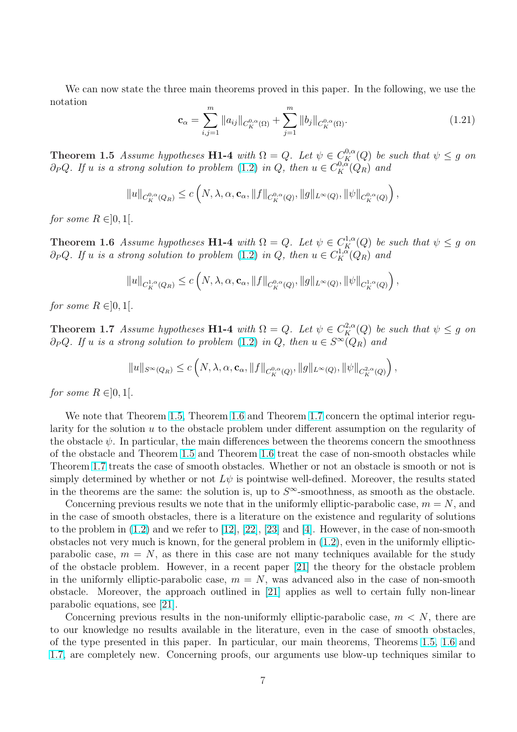We can now state the three main theorems proved in this paper. In the following, we use the notation

$$\mathbf{c}_\alpha = \sum_{i,j=1}^{m} \|a_{ij}\|_{C_K^{0,\alpha}(\Omega)} + \sum_{j=1}^{m} \|b_j\|_{C_K^{0,\alpha}(\Omega)}. \tag{1.21}$$

**Theorem 1.5** *Assume hypotheses* **H1-4** *with $\Omega = Q$. Let $\psi \in C_K^{0,\alpha}(Q)$ be such that $\psi \le g$ on $\partial_P Q$. If $u$ is a strong solution to problem (1.2) in $Q$, then $u \in C_K^{0,\alpha}(Q_R)$ and*

$$\|u\|_{C_K^{0,\alpha}(Q_R)} \le c\left(N, \lambda, \alpha, \mathbf{c}_\alpha, \|f\|_{C_K^{0,\alpha}(Q)}, \|g\|_{L^\infty(Q)}, \|\psi\|_{C_K^{0,\alpha}(Q)}\right),$$

*for some $R \in ]0,1[$.*

**Theorem 1.6** *Assume hypotheses* **H1-4** *with $\Omega = Q$. Let $\psi \in C_K^{1,\alpha}(Q)$ be such that $\psi \le g$ on $\partial_P Q$. If $u$ is a strong solution to problem (1.2) in $Q$, then $u \in C_K^{1,\alpha}(Q_R)$ and*

$$\|u\|_{C_K^{1,\alpha}(Q_R)} \le c\left(N, \lambda, \alpha, \mathbf{c}_\alpha, \|f\|_{C_K^{0,\alpha}(Q)}, \|g\|_{L^\infty(Q)}, \|\psi\|_{C_K^{1,\alpha}(Q)}\right),$$

*for some $R \in ]0,1[$.*

**Theorem 1.7** *Assume hypotheses* **H1-4** *with $\Omega = Q$. Let $\psi \in C_K^{2,\alpha}(Q)$ be such that $\psi \le g$ on $\partial_P Q$. If $u$ is a strong solution to problem (1.2) in $Q$, then $u \in S^\infty(Q_R)$ and*

$$\|u\|_{S^\infty(Q_R)} \le c\left(N, \lambda, \alpha, \mathbf{c}_\alpha, \|f\|_{C_K^{0,\alpha}(Q)}, \|g\|_{L^\infty(Q)}, \|\psi\|_{C_K^{2,\alpha}(Q)}\right),$$

*for some $R \in ]0,1[$.*

We note that Theorem 1.5, Theorem 1.6 and Theorem 1.7 concern the optimal interior regularity for the solution $u$ to the obstacle problem under different assumption on the regularity of the obstacle $\psi$. In particular, the main differences between the theorems concern the smoothness of the obstacle and Theorem 1.5 and Theorem 1.6 treat the case of non-smooth obstacles while Theorem 1.7 treats the case of smooth obstacles. Whether or not an obstacle is smooth or not is simply determined by whether or not $L\psi$ is pointwise well-defined. Moreover, the results stated in the theorems are the same: the solution is, up to $S^\infty$-smoothness, as smooth as the obstacle.

Concerning previous results we note that in the uniformly elliptic-parabolic case, $m = N$, and in the case of smooth obstacles, there is a literature on the existence and regularity of solutions to the problem in (1.2) and we refer to [12], [22], [23] and [4]. However, in the case of non-smooth obstacles not very much is known, for the general problem in (1.2), even in the uniformly elliptic-parabolic case, $m = N$, as there in this case are not many techniques available for the study of the obstacle problem. However, in a recent paper [21] the theory for the obstacle problem in the uniformly elliptic-parabolic case, $m = N$, was advanced also in the case of non-smooth obstacle. Moreover, the approach outlined in [21] applies as well to certain fully non-linear parabolic equations, see [21].

Concerning previous results in the non-uniformly elliptic-parabolic case, $m < N$, there are to our knowledge no results available in the literature, even in the case of smooth obstacles, of the type presented in this paper. In particular, our main theorems, Theorems 1.5, 1.6 and 1.7, are completely new. Concerning proofs, our arguments use blow-up techniques similar to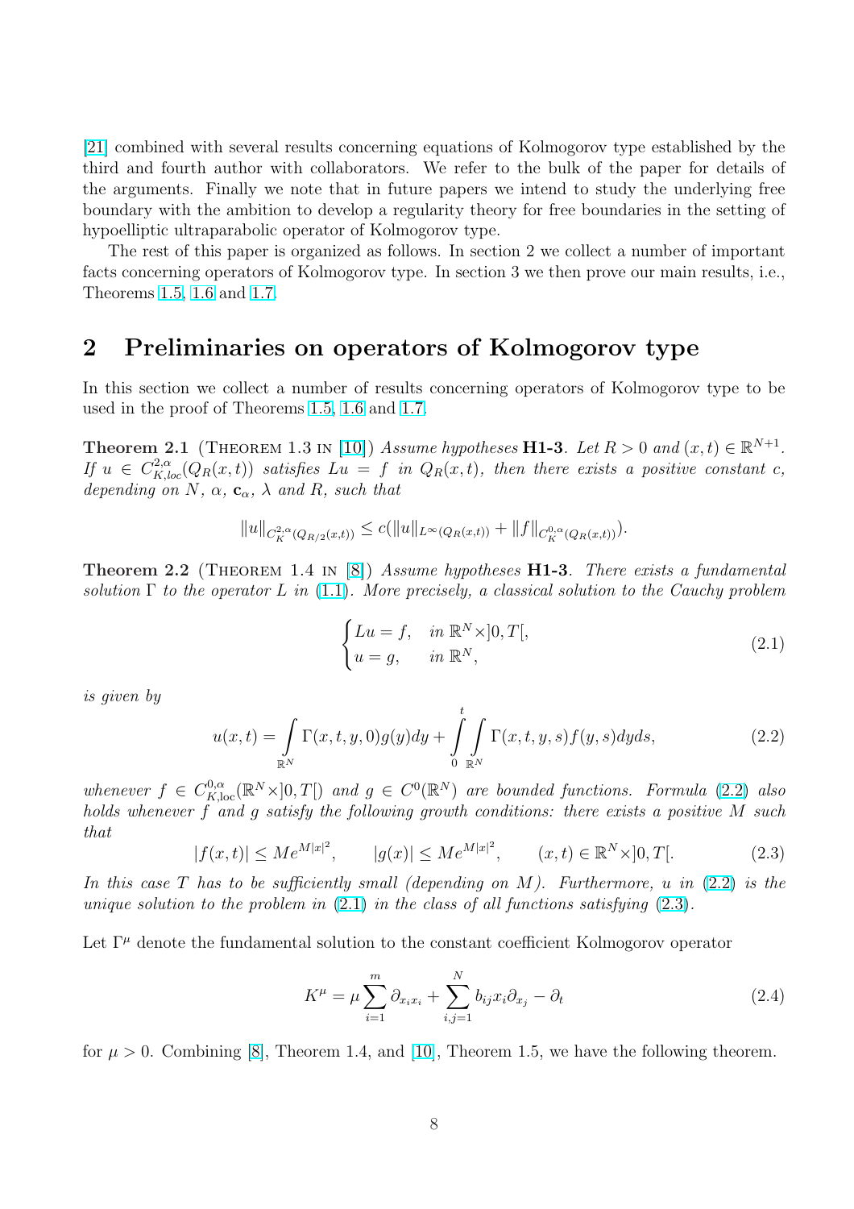[21] combined with several results concerning equations of Kolmogorov type established by the third and fourth author with collaborators. We refer to the bulk of the paper for details of the arguments. Finally we note that in future papers we intend to study the underlying free boundary with the ambition to develop a regularity theory for free boundaries in the setting of hypoelliptic ultraparabolic operator of Kolmogorov type.

The rest of this paper is organized as follows. In section 2 we collect a number of important facts concerning operators of Kolmogorov type. In section 3 we then prove our main results, i.e., Theorems 1.5, 1.6 and 1.7.

## 2 Preliminaries on operators of Kolmogorov type

In this section we collect a number of results concerning operators of Kolmogorov type to be used in the proof of Theorems 1.5, 1.6 and 1.7.

**Theorem 2.1** (Theorem 1.3 in [10]) *Assume hypotheses* **H1-3**. *Let $R > 0$ and $(x,t) \in \mathbb{R}^{N+1}$. If $u \in C^{2,\alpha}_{K,loc}(Q_R(x,t))$ satisfies $Lu = f$ in $Q_R(x,t)$, then there exists a positive constant $c$, depending on $N$, $\alpha$, $\mathbf{c}_\alpha$, $\lambda$ and $R$, such that*

$$\|u\|_{C^{2,\alpha}_K(Q_{R/2}(x,t))} \leq c(\|u\|_{L^\infty(Q_R(x,t))} + \|f\|_{C^{0,\alpha}_K(Q_R(x,t))}).$$

**Theorem 2.2** (Theorem 1.4 in [8]) *Assume hypotheses* **H1-3**. *There exists a fundamental solution $\Gamma$ to the operator $L$ in (1.1). More precisely, a classical solution to the Cauchy problem*

$$\begin{cases} Lu = f, & \text{in } \mathbb{R}^N \times ]0,T[, \\ u = g, & \text{in } \mathbb{R}^N, \end{cases} \tag{2.1}$$

*is given by*

$$u(x,t) = \int_{\mathbb{R}^N} \Gamma(x,t,y,0) g(y) dy + \int_0^t \int_{\mathbb{R}^N} \Gamma(x,t,y,s) f(y,s) dy ds, \tag{2.2}$$

*whenever $f \in C^{0,\alpha}_{K,\mathrm{loc}}(\mathbb{R}^N \times ]0,T[)$ and $g \in C^0(\mathbb{R}^N)$ are bounded functions. Formula (2.2) also holds whenever $f$ and $g$ satisfy the following growth conditions: there exists a positive $M$ such that*

$$|f(x,t)| \leq M e^{M|x|^2}, \qquad |g(x)| \leq M e^{M|x|^2}, \qquad (x,t) \in \mathbb{R}^N \times ]0,T[. \tag{2.3}$$

*In this case $T$ has to be sufficiently small (depending on $M$). Furthermore, $u$ in (2.2) is the unique solution to the problem in (2.1) in the class of all functions satisfying (2.3).*

Let $\Gamma^\mu$ denote the fundamental solution to the constant coefficient Kolmogorov operator

$$K^\mu = \mu \sum_{i=1}^m \partial_{x_i x_i} + \sum_{i,j=1}^N b_{ij} x_i \partial_{x_j} - \partial_t \tag{2.4}$$

for $\mu > 0$. Combining [8], Theorem 1.4, and [10], Theorem 1.5, we have the following theorem.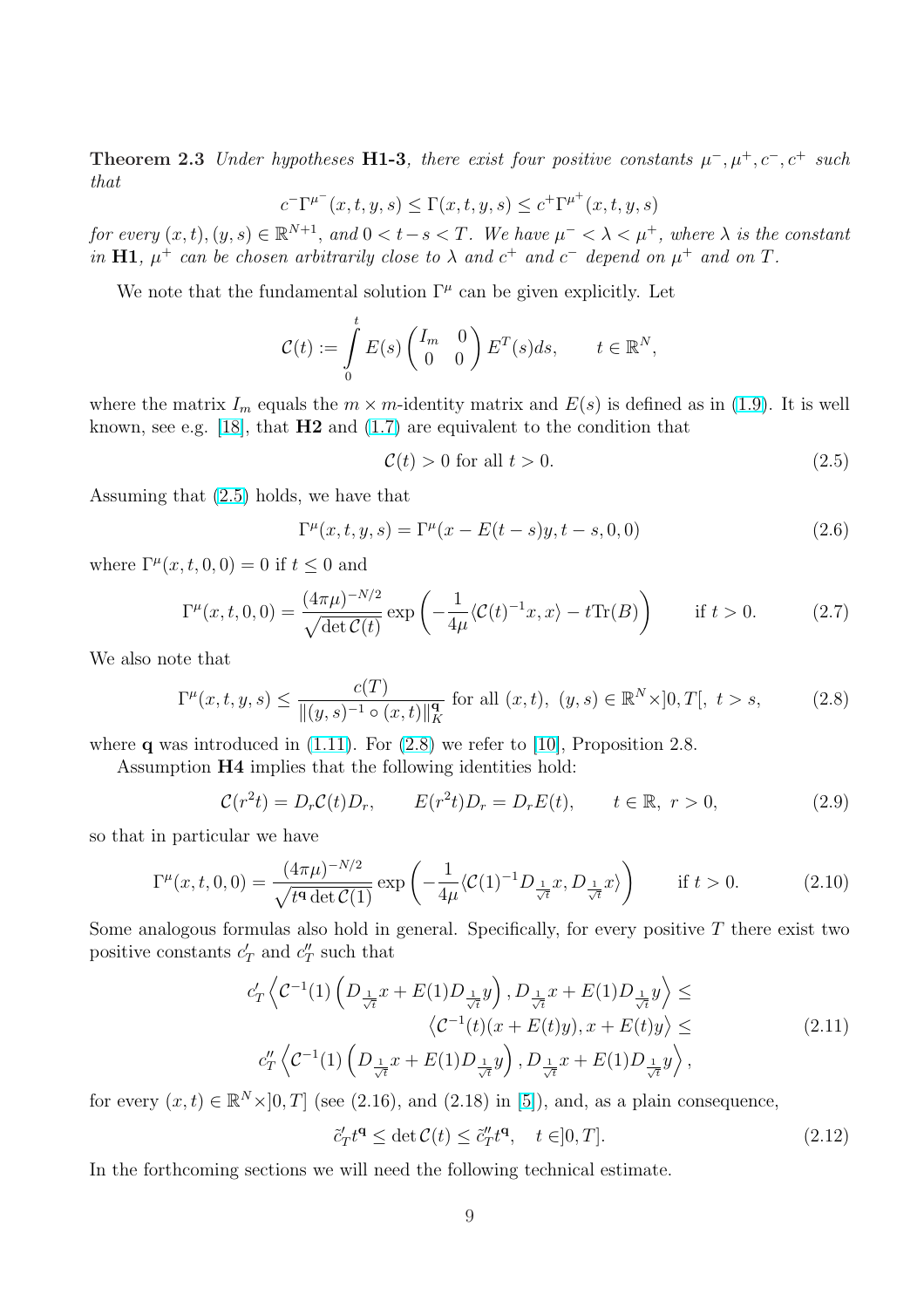**Theorem 2.3** *Under hypotheses* **H1-3**, *there exist four positive constants* $\mu^-, \mu^+, c^-, c^+$ *such that*

$$c^- \Gamma^{\mu^-}(x,t,y,s) \leq \Gamma(x,t,y,s) \leq c^+ \Gamma^{\mu^+}(x,t,y,s)$$

*for every* $(x,t),(y,s) \in \mathbb{R}^{N+1}$, *and* $0 < t-s < T$. *We have* $\mu^- < \lambda < \mu^+$, *where* $\lambda$ *is the constant in* **H1**, $\mu^+$ *can be chosen arbitrarily close to* $\lambda$ *and* $c^+$ *and* $c^-$ *depend on* $\mu^+$ *and on* $T$.

We note that the fundamental solution $\Gamma^\mu$ can be given explicitly. Let

$$\mathcal{C}(t) := \int_0^t E(s) \begin{pmatrix} I_m & 0 \\ 0 & 0 \end{pmatrix} E^T(s) ds, \qquad t \in \mathbb{R}^N,$$

where the matrix $I_m$ equals the $m \times m$-identity matrix and $E(s)$ is defined as in (1.9). It is well known, see e.g. [18], that **H2** and (1.7) are equivalent to the condition that

$$\mathcal{C}(t) > 0 \text{ for all } t > 0. \tag{2.5}$$

Assuming that (2.5) holds, we have that

$$\Gamma^\mu(x,t,y,s) = \Gamma^\mu(x - E(t-s)y, t-s, 0, 0) \tag{2.6}$$

where $\Gamma^\mu(x,t,0,0) = 0$ if $t \leq 0$ and

$$\Gamma^\mu(x,t,0,0) = \frac{(4\pi\mu)^{-N/2}}{\sqrt{\det \mathcal{C}(t)}} \exp\left( -\frac{1}{4\mu} \langle \mathcal{C}(t)^{-1} x, x \rangle - t \operatorname{Tr}(B) \right) \qquad \text{if } t > 0. \tag{2.7}$$

We also note that

$$\Gamma^\mu(x,t,y,s) \leq \frac{c(T)}{\|(y,s)^{-1} \circ (x,t)\|_K^{\mathbf{q}}} \text{ for all } (x,t),\ (y,s) \in \mathbb{R}^N \times ]0,T[,\ t > s, \tag{2.8}$$

where $\mathbf{q}$ was introduced in (1.11). For (2.8) we refer to [10], Proposition 2.8.

Assumption **H4** implies that the following identities hold:

$$\mathcal{C}(r^2 t) = D_r \mathcal{C}(t) D_r, \qquad E(r^2 t) D_r = D_r E(t), \qquad t \in \mathbb{R},\ r > 0, \tag{2.9}$$

so that in particular we have

$$\Gamma^\mu(x,t,0,0) = \frac{(4\pi\mu)^{-N/2}}{\sqrt{t^{\mathbf{q}} \det \mathcal{C}(1)}} \exp\left( -\frac{1}{4\mu} \langle \mathcal{C}(1)^{-1} D_{\frac{1}{\sqrt{t}}} x, D_{\frac{1}{\sqrt{t}}} x \rangle \right) \qquad \text{if } t > 0. \tag{2.10}$$

Some analogous formulas also hold in general. Specifically, for every positive $T$ there exist two positive constants $c'_T$ and $c''_T$ such that

$$\begin{aligned} c'_T \left\langle \mathcal{C}^{-1}(1) \left( D_{\frac{1}{\sqrt{t}}} x + E(1) D_{\frac{1}{\sqrt{t}}} y \right), D_{\frac{1}{\sqrt{t}}} x + E(1) D_{\frac{1}{\sqrt{t}}} y \right\rangle &\leq \\ \left\langle \mathcal{C}^{-1}(t)(x + E(t)y), x + E(t)y \right\rangle &\leq \\ c''_T \left\langle \mathcal{C}^{-1}(1) \left( D_{\frac{1}{\sqrt{t}}} x + E(1) D_{\frac{1}{\sqrt{t}}} y \right), D_{\frac{1}{\sqrt{t}}} x + E(1) D_{\frac{1}{\sqrt{t}}} y \right\rangle&, \end{aligned} \tag{2.11}$$

for every $(x,t) \in \mathbb{R}^N \times ]0,T]$ (see (2.16), and (2.18) in [5]), and, as a plain consequence,

$$\tilde{c}'_T t^{\mathbf{q}} \leq \det \mathcal{C}(t) \leq \tilde{c}''_T t^{\mathbf{q}}, \quad t \in ]0,T]. \tag{2.12}$$

In the forthcoming sections we will need the following technical estimate.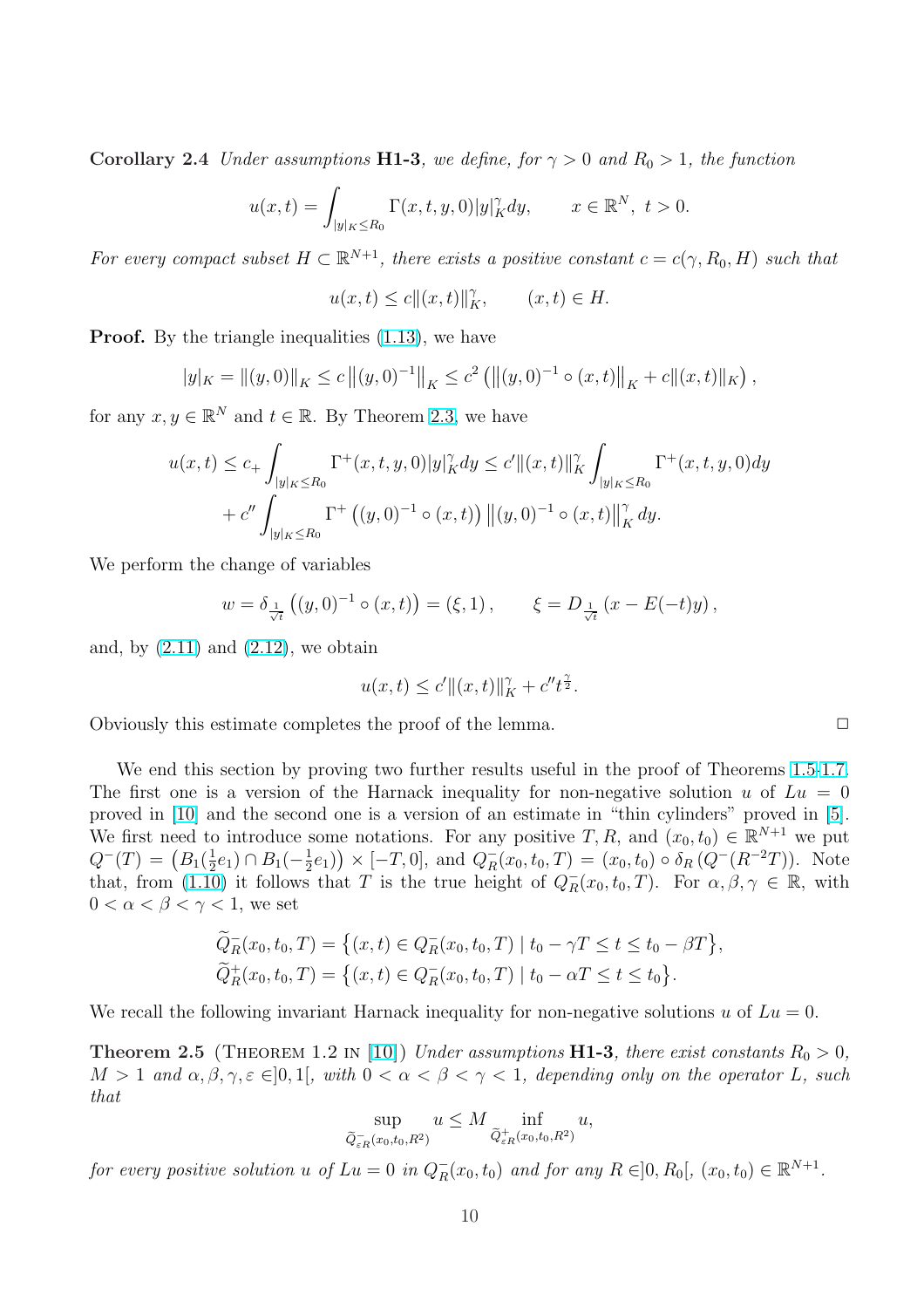**Corollary 2.4** *Under assumptions* **H1-3***, we define, for* $\gamma > 0$ *and* $R_0 > 1$*, the function*

$$u(x,t) = \int_{|y|_K \le R_0} \Gamma(x,t,y,0)|y|_K^\gamma dy, \qquad x \in \mathbb{R}^N, \ t > 0.$$

*For every compact subset* $H \subset \mathbb{R}^{N+1}$*, there exists a positive constant* $c = c(\gamma, R_0, H)$ *such that*

$$u(x,t) \le c\|(x,t)\|_K^\gamma, \qquad (x,t) \in H.$$

**Proof.** By the triangle inequalities (1.13), we have

$$|y|_K = \|(y,0)\|_K \le c\left\|(y,0)^{-1}\right\|_K \le c^2\left(\left\|(y,0)^{-1} \circ (x,t)\right\|_K + c\|(x,t)\|_K\right),$$

for any $x, y \in \mathbb{R}^N$ and $t \in \mathbb{R}$. By Theorem 2.3, we have

$$u(x,t) \le c_+ \int_{|y|_K \le R_0} \Gamma^+(x,t,y,0)|y|_K^\gamma dy \le c'\|(x,t)\|_K^\gamma \int_{|y|_K \le R_0} \Gamma^+(x,t,y,0) dy$$
$$+ c'' \int_{|y|_K \le R_0} \Gamma^+\left((y,0)^{-1} \circ (x,t)\right) \left\|(y,0)^{-1} \circ (x,t)\right\|_K^\gamma dy.$$

We perform the change of variables

$$w = \delta_{\frac{1}{\sqrt{t}}}\left((y,0)^{-1} \circ (x,t)\right) = (\xi, 1), \qquad \xi = D_{\frac{1}{\sqrt{t}}}\left(x - E(-t)y\right),$$

and, by (2.11) and (2.12), we obtain

$$u(x,t) \le c'\|(x,t)\|_K^\gamma + c'' t^{\frac{\gamma}{2}}.$$

Obviously this estimate completes the proof of the lemma. $\square$

We end this section by proving two further results useful in the proof of Theorems 1.5-1.7. The first one is a version of the Harnack inequality for non-negative solution $u$ of $Lu = 0$ proved in [10] and the second one is a version of an estimate in "thin cylinders" proved in [5]. We first need to introduce some notations. For any positive $T, R$, and $(x_0, t_0) \in \mathbb{R}^{N+1}$ we put $Q^-(T) = \left(B_1(\frac{1}{2}e_1) \cap B_1(-\frac{1}{2}e_1)\right) \times [-T, 0]$, and $Q_R^-(x_0, t_0, T) = (x_0, t_0) \circ \delta_R\left(Q^-(R^{-2}T)\right)$. Note that, from (1.10) it follows that $T$ is the true height of $Q_R^-(x_0, t_0, T)$. For $\alpha, \beta, \gamma \in \mathbb{R}$, with $0 < \alpha < \beta < \gamma < 1$, we set

$$\widetilde{Q}_R^-(x_0, t_0, T) = \left\{(x,t) \in Q_R^-(x_0, t_0, T) \mid t_0 - \gamma T \le t \le t_0 - \beta T\right\},$$
$$\widetilde{Q}_R^+(x_0, t_0, T) = \left\{(x,t) \in Q_R^-(x_0, t_0, T) \mid t_0 - \alpha T \le t \le t_0\right\}.$$

We recall the following invariant Harnack inequality for non-negative solutions $u$ of $Lu = 0$.

**Theorem 2.5** (Theorem 1.2 in [10]) *Under assumptions* **H1-3***, there exist constants* $R_0 > 0$*,* $M > 1$ *and* $\alpha, \beta, \gamma, \varepsilon \in ]0, 1[$*, with* $0 < \alpha < \beta < \gamma < 1$*, depending only on the operator* $L$*, such that*

$$\sup_{\widetilde{Q}_{\varepsilon R}^-(x_0, t_0, R^2)} u \le M \inf_{\widetilde{Q}_{\varepsilon R}^+(x_0, t_0, R^2)} u,$$

*for every positive solution* $u$ *of* $Lu = 0$ *in* $Q_R^-(x_0, t_0)$ *and for any* $R \in ]0, R_0[$*,* $(x_0, t_0) \in \mathbb{R}^{N+1}$*.*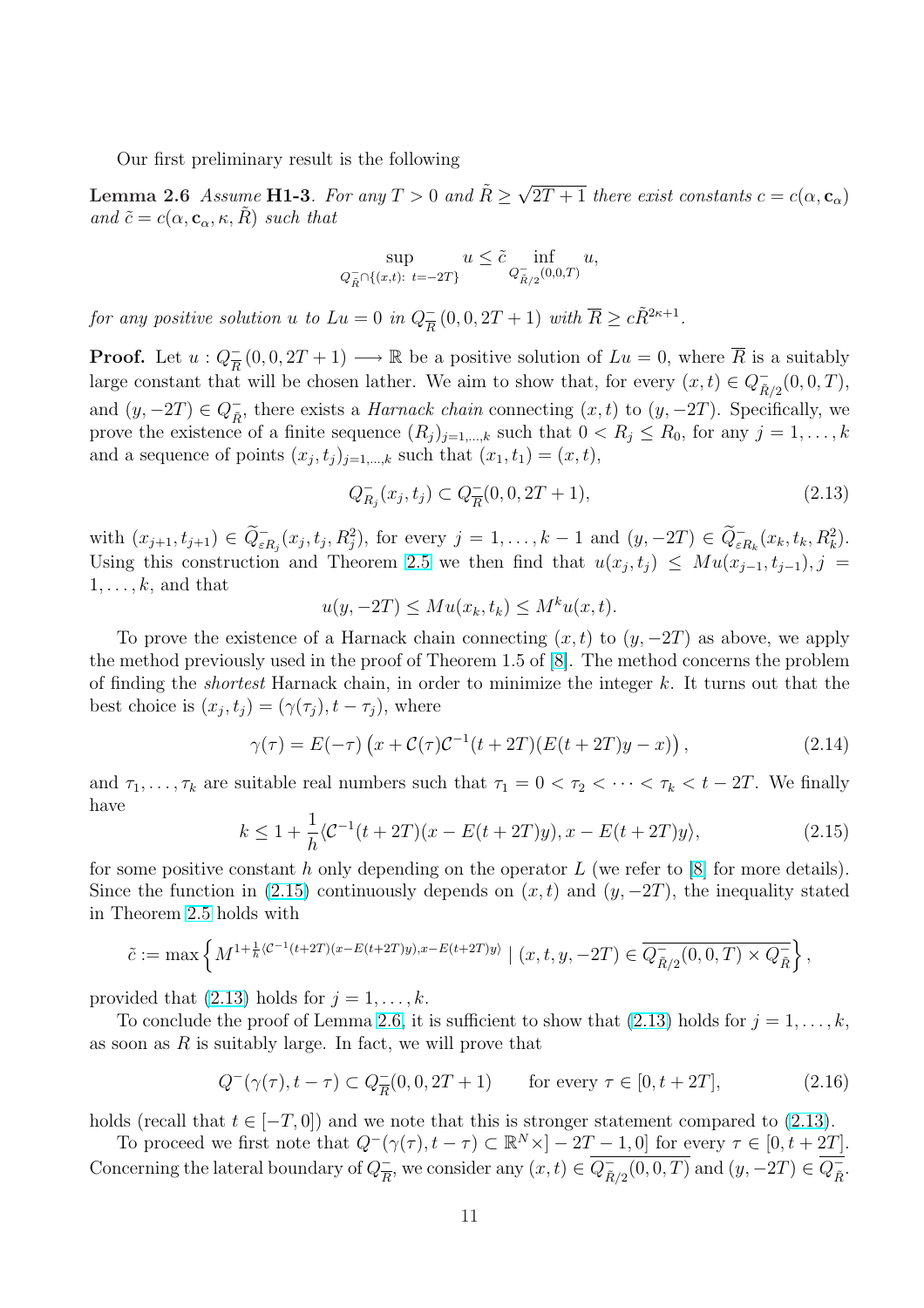Our first preliminary result is the following

**Lemma 2.6** *Assume* **H1-3**. *For any $T > 0$ and $\tilde{R} \geq \sqrt{2T+1}$ there exist constants $c = c(\alpha, \mathbf{c}_\alpha)$ and $\tilde{c} = c(\alpha, \mathbf{c}_\alpha, \kappa, \tilde{R})$ such that*

$$\sup_{Q^-_{\tilde{R}} \cap \{(x,t):\ t=-2T\}} u \leq \tilde{c} \inf_{Q^-_{\tilde{R}/2}(0,0,T)} u,$$

*for any positive solution $u$ to $Lu = 0$ in $Q^-_{\overline{R}}(0,0,2T+1)$ with $\overline{R} \geq c\tilde{R}^{2\kappa+1}$.*

**Proof.** Let $u : Q^-_{\overline{R}}(0,0,2T+1) \longrightarrow \mathbb{R}$ be a positive solution of $Lu = 0$, where $\overline{R}$ is a suitably large constant that will be chosen lather. We aim to show that, for every $(x,t) \in Q^-_{\tilde{R}/2}(0,0,T)$, and $(y,-2T) \in Q^-_{\tilde{R}}$, there exists a *Harnack chain* connecting $(x,t)$ to $(y,-2T)$. Specifically, we prove the existence of a finite sequence $(R_j)_{j=1,\dots,k}$ such that $0 < R_j \leq R_0$, for any $j = 1,\dots,k$ and a sequence of points $(x_j,t_j)_{j=1,\dots,k}$ such that $(x_1,t_1) = (x,t)$,

$$Q^-_{R_j}(x_j,t_j) \subset Q^-_{\overline{R}}(0,0,2T+1), \tag{2.13}$$

with $(x_{j+1},t_{j+1}) \in \widetilde{Q}^-_{\varepsilon R_j}(x_j,t_j,R_j^2)$, for every $j = 1,\dots,k-1$ and $(y,-2T) \in \widetilde{Q}^-_{\varepsilon R_k}(x_k,t_k,R_k^2)$. Using this construction and Theorem 2.5 we then find that $u(x_j,t_j) \leq Mu(x_{j-1},t_{j-1})$, $j = 1,\dots,k$, and that

$$u(y,-2T) \leq Mu(x_k,t_k) \leq M^k u(x,t).$$

To prove the existence of a Harnack chain connecting $(x,t)$ to $(y,-2T)$ as above, we apply the method previously used in the proof of Theorem 1.5 of [8]. The method concerns the problem of finding the *shortest* Harnack chain, in order to minimize the integer $k$. It turns out that the best choice is $(x_j,t_j) = (\gamma(\tau_j), t-\tau_j)$, where

$$\gamma(\tau) = E(-\tau)\left(x + \mathcal{C}(\tau)\mathcal{C}^{-1}(t+2T)(E(t+2T)y - x)\right), \tag{2.14}$$

and $\tau_1,\dots,\tau_k$ are suitable real numbers such that $\tau_1 = 0 < \tau_2 < \cdots < \tau_k < t-2T$. We finally have

$$k \leq 1 + \frac{1}{h}\langle \mathcal{C}^{-1}(t+2T)(x - E(t+2T)y), x - E(t+2T)y\rangle, \tag{2.15}$$

for some positive constant $h$ only depending on the operator $L$ (we refer to [8] for more details). Since the function in (2.15) continuously depends on $(x,t)$ and $(y,-2T)$, the inequality stated in Theorem 2.5 holds with

$$\tilde{c} := \max\left\{ M^{1+\frac{1}{h}\langle \mathcal{C}^{-1}(t+2T)(x-E(t+2T)y), x-E(t+2T)y\rangle} \mid (x,t,y,-2T) \in \overline{Q^-_{\tilde{R}/2}(0,0,T) \times Q^-_{\tilde{R}}} \right\},$$

provided that (2.13) holds for $j = 1,\dots,k$.

To conclude the proof of Lemma 2.6, it is sufficient to show that (2.13) holds for $j = 1,\dots,k$, as soon as $R$ is suitably large. In fact, we will prove that

$$Q^-(\gamma(\tau), t-\tau) \subset Q^-_{\overline{R}}(0,0,2T+1) \qquad \text{for every } \tau \in [0, t+2T], \tag{2.16}$$

holds (recall that $t \in [-T, 0]$) and we note that this is stronger statement compared to (2.13).

To proceed we first note that $Q^-(\gamma(\tau), t-\tau) \subset \mathbb{R}^N \times ]-2T-1, 0]$ for every $\tau \in [0, t+2T]$. Concerning the lateral boundary of $Q^-_{\overline{R}}$, we consider any $(x,t) \in \overline{Q^-_{\tilde{R}/2}(0,0,T)}$ and $(y,-2T) \in \overline{Q^-_{\tilde{R}}}$.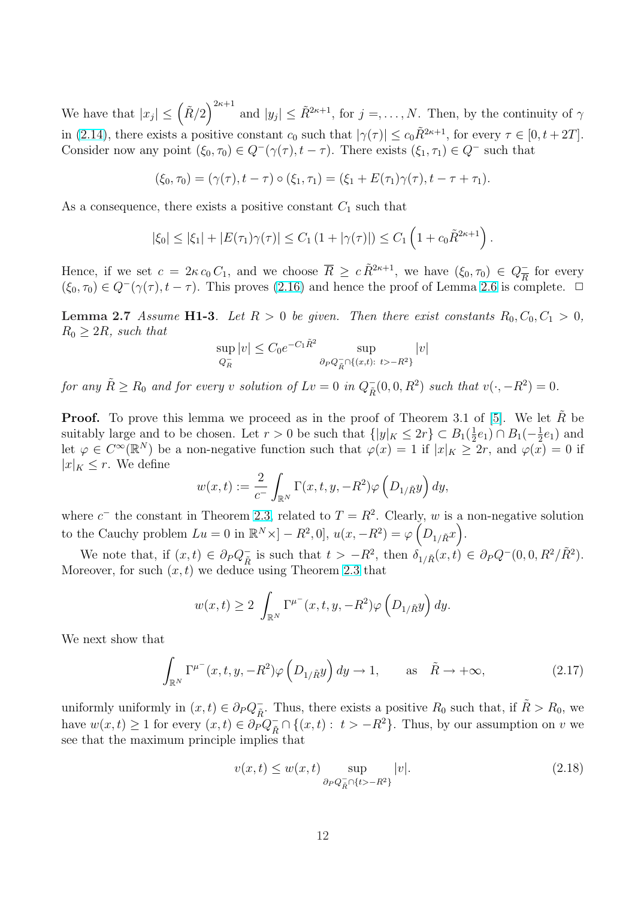We have that $|x_j| \le \left(\tilde{R}/2\right)^{2\kappa+1}$ and $|y_j| \le \tilde{R}^{2\kappa+1}$, for $j =, \dots, N$. Then, by the continuity of $\gamma$ in (2.14), there exists a positive constant $c_0$ such that $|\gamma(\tau)| \le c_0 \tilde{R}^{2\kappa+1}$, for every $\tau \in [0, t+2T]$. Consider now any point $(\xi_0, \tau_0) \in Q^-(\gamma(\tau), t-\tau)$. There exists $(\xi_1, \tau_1) \in Q^-$ such that

$$
(\xi_0, \tau_0) = (\gamma(\tau), t - \tau) \circ (\xi_1, \tau_1) = (\xi_1 + E(\tau_1)\gamma(\tau), t - \tau + \tau_1).
$$

As a consequence, there exists a positive constant $C_1$ such that

$$
|\xi_0| \le |\xi_1| + |E(\tau_1)\gamma(\tau)| \le C_1 \left(1 + |\gamma(\tau)|\right) \le C_1 \left(1 + c_0 \tilde{R}^{2\kappa+1}\right).
$$

Hence, if we set $c = 2\kappa\, c_0 C_1$, and we choose $\overline{R} \ge c\, \tilde{R}^{2\kappa+1}$, we have $(\xi_0, \tau_0) \in Q^-_{\overline{R}}$ for every $(\xi_0, \tau_0) \in Q^-(\gamma(\tau), t-\tau)$. This proves (2.16) and hence the proof of Lemma 2.6 is complete. $\square$

**Lemma 2.7** *Assume* **H1-3**. *Let $R > 0$ be given. Then there exist constants $R_0, C_0, C_1 > 0$, $R_0 \ge 2R$, such that*

$$
\sup_{Q^-_R} |v| \le C_0 e^{-C_1 \tilde{R}^2} \sup_{\partial_P Q^-_{\tilde{R}} \cap \{(x,t):\ t > -R^2\}} |v|
$$

*for any $\tilde{R} \ge R_0$ and for every $v$ solution of $Lv = 0$ in $Q^-_{\tilde{R}}(0,0,R^2)$ such that $v(\cdot, -R^2) = 0$.*

**Proof.** To prove this lemma we proceed as in the proof of Theorem 3.1 of [5]. We let $\tilde{R}$ be suitably large and to be chosen. Let $r > 0$ be such that $\{|y|_K \le 2r\} \subset B_1(\frac{1}{2}e_1) \cap B_1(-\frac{1}{2}e_1)$ and let $\varphi \in C^\infty(\mathbb{R}^N)$ be a non-negative function such that $\varphi(x) = 1$ if $|x|_K \ge 2r$, and $\varphi(x) = 0$ if $|x|_K \le r$. We define

$$
w(x,t) := \frac{2}{c^-} \int_{\mathbb{R}^N} \Gamma(x, t, y, -R^2) \varphi\left(D_{1/\tilde{R}} y\right) dy,
$$

where $c^-$ the constant in Theorem 2.3, related to $T = R^2$. Clearly, $w$ is a non-negative solution to the Cauchy problem $Lu = 0$ in $\mathbb{R}^N \times ]-R^2, 0]$, $u(x, -R^2) = \varphi\left(D_{1/\tilde{R}} x\right)$.

We note that, if $(x,t) \in \partial_P Q^-_{\tilde{R}}$ is such that $t > -R^2$, then $\delta_{1/\tilde{R}}(x,t) \in \partial_P Q^-(0,0,R^2/\tilde{R}^2)$. Moreover, for such $(x,t)$ we deduce using Theorem 2.3 that

$$
w(x,t) \ge 2 \int_{\mathbb{R}^N} \Gamma^{\mu^-}(x, t, y, -R^2) \varphi\left(D_{1/\tilde{R}} y\right) dy.
$$

We next show that

$$
\int_{\mathbb{R}^N} \Gamma^{\mu^-}(x, t, y, -R^2) \varphi\left(D_{1/\tilde{R}} y\right) dy \to 1, \qquad \text{as} \quad \tilde{R} \to +\infty, \tag{2.17}
$$

uniformly uniformly in $(x,t) \in \partial_P Q^-_{\tilde{R}}$. Thus, there exists a positive $R_0$ such that, if $\tilde{R} > R_0$, we have $w(x,t) \ge 1$ for every $(x,t) \in \partial_P Q^-_{\tilde{R}} \cap \{(x,t) :\ t > -R^2\}$. Thus, by our assumption on $v$ we see that the maximum principle implies that

$$
v(x,t) \le w(x,t) \sup_{\partial_P Q^-_{\tilde{R}} \cap \{t > -R^2\}} |v|. \tag{2.18}
$$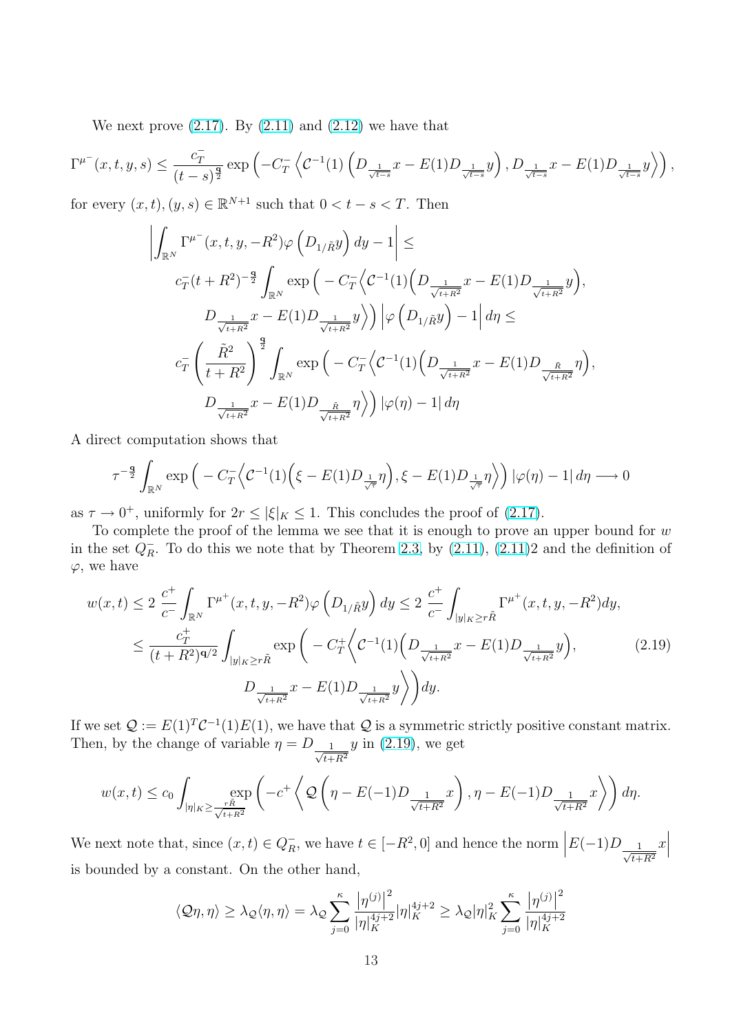We next prove (2.17). By (2.11) and (2.12) we have that

$$\Gamma^{\mu^-}(x,t,y,s) \le \frac{c_T^-}{(t-s)^{\frac{\mathbf{q}}{2}}} \exp\left(-C_T^- \left\langle \mathcal{C}^{-1}(1)\left(D_{\frac{1}{\sqrt{t-s}}}x - E(1)D_{\frac{1}{\sqrt{t-s}}}y\right), D_{\frac{1}{\sqrt{t-s}}}x - E(1)D_{\frac{1}{\sqrt{t-s}}}y\right\rangle\right),$$

for every $(x,t),(y,s) \in \mathbb{R}^{N+1}$ such that $0 < t-s < T$. Then

$$\begin{aligned}
\left| \int_{\mathbb{R}^N} \Gamma^{\mu^-}(x,t,y,-R^2)\varphi\left(D_{1/\tilde{R}}y\right) dy - 1 \right| \le \\
c_T^-(t+R^2)^{-\frac{\mathbf{q}}{2}} \int_{\mathbb{R}^N} \exp\Big( - C_T^- \Big\langle \mathcal{C}^{-1}(1)\Big(D_{\frac{1}{\sqrt{t+R^2}}}x - E(1)D_{\frac{1}{\sqrt{t+R^2}}}y\Big), \\
D_{\frac{1}{\sqrt{t+R^2}}}x - E(1)D_{\frac{1}{\sqrt{t+R^2}}}y\Big\rangle\Big) \left|\varphi\left(D_{1/\tilde{R}}y\right) - 1\right| d\eta \le \\
c_T^- \left(\frac{\tilde{R}^2}{t+R^2}\right)^{\frac{\mathbf{q}}{2}} \int_{\mathbb{R}^N} \exp\Big( - C_T^- \Big\langle \mathcal{C}^{-1}(1)\Big(D_{\frac{1}{\sqrt{t+R^2}}}x - E(1)D_{\frac{\tilde{R}}{\sqrt{t+R^2}}}\eta\Big), \\
D_{\frac{1}{\sqrt{t+R^2}}}x - E(1)D_{\frac{\tilde{R}}{\sqrt{t+R^2}}}\eta\Big\rangle\Big) \left|\varphi(\eta) - 1\right| d\eta
\end{aligned}$$

A direct computation shows that

$$\tau^{-\frac{\mathbf{q}}{2}} \int_{\mathbb{R}^N} \exp\Big( - C_T^- \Big\langle \mathcal{C}^{-1}(1)\Big(\xi - E(1)D_{\frac{1}{\sqrt{\tau}}}\eta\Big), \xi - E(1)D_{\frac{1}{\sqrt{\tau}}}\eta\Big\rangle\Big) \left|\varphi(\eta) - 1\right| d\eta \longrightarrow 0$$

as $\tau \to 0^+$, uniformly for $2r \le |\xi|_K \le 1$. This concludes the proof of (2.17).

To complete the proof of the lemma we see that it is enough to prove an upper bound for $w$ in the set $Q_R^-$. To do this we note that by Theorem 2.3, by (2.11), (2.11)2 and the definition of $\varphi$, we have

$$\begin{aligned}
w(x,t) &\le 2\ \frac{c^+}{c^-} \int_{\mathbb{R}^N} \Gamma^{\mu^+}(x,t,y,-R^2)\varphi\left(D_{1/\tilde{R}}y\right) dy \le 2\ \frac{c^+}{c^-} \int_{|y|_K \ge r\tilde{R}} \Gamma^{\mu^+}(x,t,y,-R^2) dy, \\
&\le \frac{c_T^+}{(t+R^2)^{\mathbf{q}/2}} \int_{|y|_K \ge r\tilde{R}} \exp\Big( - C_T^+ \Big\langle \mathcal{C}^{-1}(1)\Big(D_{\frac{1}{\sqrt{t+R^2}}}x - E(1)D_{\frac{1}{\sqrt{t+R^2}}}y\Big), \qquad (2.19) \\
&\qquad D_{\frac{1}{\sqrt{t+R^2}}}x - E(1)D_{\frac{1}{\sqrt{t+R^2}}}y\Big\rangle\Big) dy.
\end{aligned}$$

If we set $\mathcal{Q} := E(1)^T \mathcal{C}^{-1}(1) E(1)$, we have that $\mathcal{Q}$ is a symmetric strictly positive constant matrix. Then, by the change of variable $\eta = D_{\frac{1}{\sqrt{t+R^2}}}y$ in (2.19), we get

$$w(x,t) \le c_0 \int_{|\eta|_K \ge \frac{r\tilde{R}}{\sqrt{t+R^2}}} \exp\left( -c^+ \left\langle \mathcal{Q}\left(\eta - E(-1)D_{\frac{1}{\sqrt{t+R^2}}}x\right), \eta - E(-1)D_{\frac{1}{\sqrt{t+R^2}}}x \right\rangle\right) d\eta.$$

We next note that, since $(x,t) \in Q_R^-$, we have $t \in [-R^2, 0]$ and hence the norm $\left|E(-1)D_{\frac{1}{\sqrt{t+R^2}}}x\right|$ is bounded by a constant. On the other hand,

$$\langle \mathcal{Q}\eta, \eta\rangle \ge \lambda_{\mathcal{Q}} \langle \eta, \eta\rangle = \lambda_{\mathcal{Q}} \sum_{j=0}^{\kappa} \frac{\left|\eta^{(j)}\right|^2}{|\eta|_K^{4j+2}} |\eta|_K^{4j+2} \ge \lambda_{\mathcal{Q}} |\eta|_K^2 \sum_{j=0}^{\kappa} \frac{\left|\eta^{(j)}\right|^2}{|\eta|_K^{4j+2}}$$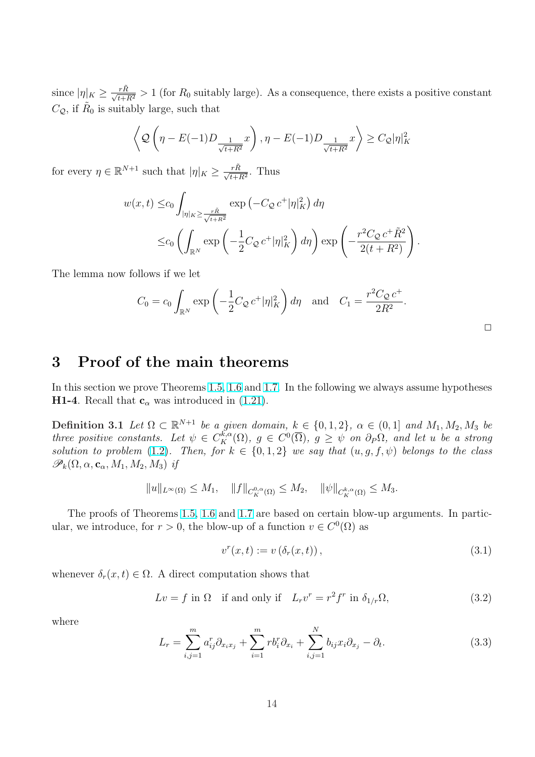since $|\eta|_K \geq \frac{r\tilde{R}}{\sqrt{t+R^2}} > 1$ (for $R_0$ suitably large). As a consequence, there exists a positive constant $C_{\mathcal{Q}}$, if $\tilde{R}_0$ is suitably large, such that

$$\left\langle \mathcal{Q}\left(\eta - E(-1)D_{\frac{1}{\sqrt{t+R^2}}}x\right), \eta - E(-1)D_{\frac{1}{\sqrt{t+R^2}}}x \right\rangle \geq C_{\mathcal{Q}}|\eta|_K^2$$

for every $\eta \in \mathbb{R}^{N+1}$ such that $|\eta|_K \geq \frac{r\tilde{R}}{\sqrt{t+R^2}}$. Thus

$$\begin{aligned} w(x,t) \leq & c_0 \int_{|\eta|_K \geq \frac{r\tilde{R}}{\sqrt{t+R^2}}} \exp\left(-C_{\mathcal{Q}}\, c^+ |\eta|_K^2\right) d\eta \\ \leq & c_0 \left( \int_{\mathbb{R}^N} \exp\left(-\frac{1}{2} C_{\mathcal{Q}}\, c^+ |\eta|_K^2\right) d\eta \right) \exp\left( -\frac{r^2 C_{\mathcal{Q}}\, c^+ \tilde{R}^2}{2(t+R^2)} \right). \end{aligned}$$

The lemma now follows if we let

$$C_0 = c_0 \int_{\mathbb{R}^N} \exp\left(-\frac{1}{2} C_{\mathcal{Q}}\, c^+ |\eta|_K^2\right) d\eta \quad \text{and} \quad C_1 = \frac{r^2 C_{\mathcal{Q}}\, c^+}{2R^2}.$$

$\square$

# 3 Proof of the main theorems

In this section we prove Theorems 1.5, 1.6 and 1.7. In the following we always assume hypotheses **H1-4**. Recall that $\mathbf{c}_\alpha$ was introduced in (1.21).

**Definition 3.1** *Let $\Omega \subset \mathbb{R}^{N+1}$ be a given domain, $k \in \{0,1,2\}$, $\alpha \in (0,1]$ and $M_1, M_2, M_3$ be three positive constants. Let $\psi \in C_K^{k,\alpha}(\Omega)$, $g \in C^0(\overline{\Omega})$, $g \geq \psi$ on $\partial_P \Omega$, and let $u$ be a strong solution to problem (1.2). Then, for $k \in \{0,1,2\}$ we say that $(u,g,f,\psi)$ belongs to the class $\mathscr{P}_k(\Omega, \alpha, \mathbf{c}_\alpha, M_1, M_2, M_3)$ if*

$$\|u\|_{L^\infty(\Omega)} \leq M_1, \quad \|f\|_{C_K^{0,\alpha}(\Omega)} \leq M_2, \quad \|\psi\|_{C_K^{k,\alpha}(\Omega)} \leq M_3.$$

The proofs of Theorems 1.5, 1.6 and 1.7 are based on certain blow-up arguments. In particular, we introduce, for $r > 0$, the blow-up of a function $v \in C^0(\Omega)$ as

$$v^r(x,t) := v\left(\delta_r(x,t)\right), \tag{3.1}$$

whenever $\delta_r(x,t) \in \Omega$. A direct computation shows that

$$Lv = f \text{ in } \Omega \quad \text{if and only if} \quad L_r v^r = r^2 f^r \text{ in } \delta_{1/r}\Omega, \tag{3.2}$$

where

$$L_r = \sum_{i,j=1}^m a_{ij}^r \partial_{x_i x_j} + \sum_{i=1}^m r b_i^r \partial_{x_i} + \sum_{i,j=1}^N b_{ij} x_i \partial_{x_j} - \partial_t. \tag{3.3}$$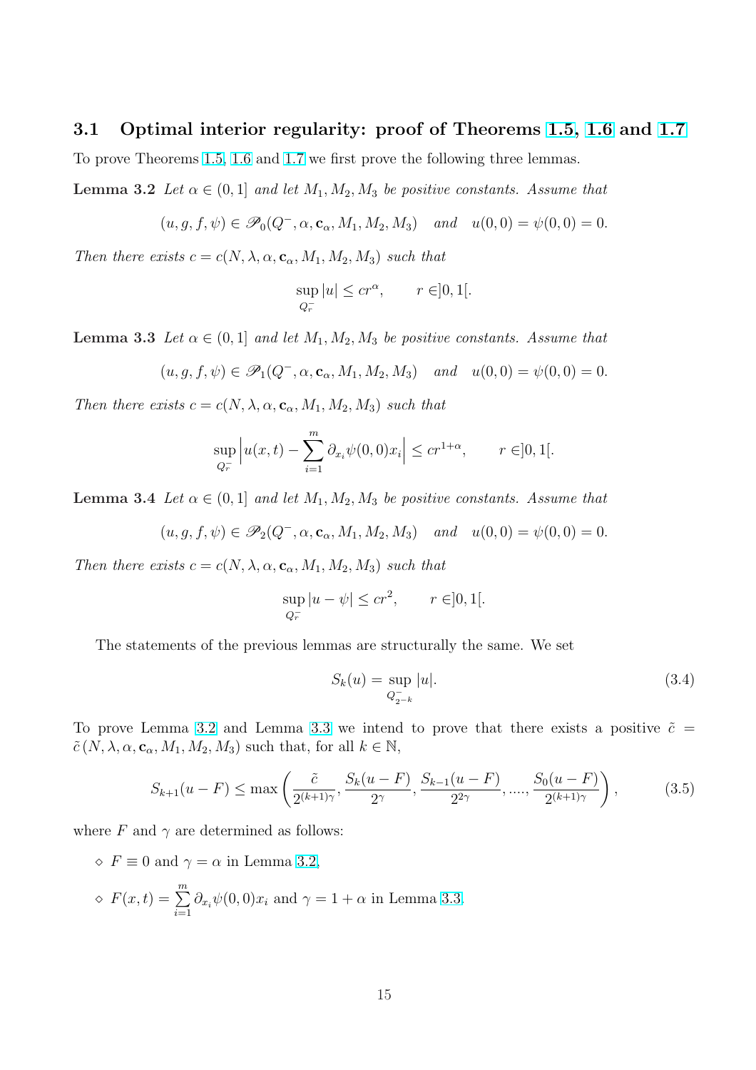### 3.1 Optimal interior regularity: proof of Theorems 1.5, 1.6 and 1.7

To prove Theorems 1.5, 1.6 and 1.7 we first prove the following three lemmas.

**Lemma 3.2** *Let $\alpha \in (0,1]$ and let $M_1, M_2, M_3$ be positive constants. Assume that*

$$(u, g, f, \psi) \in \mathscr{P}_0(Q^-, \alpha, \mathbf{c}_\alpha, M_1, M_2, M_3) \quad \textit{and} \quad u(0,0) = \psi(0,0) = 0.$$

*Then there exists $c = c(N, \lambda, \alpha, \mathbf{c}_\alpha, M_1, M_2, M_3)$ such that*

$$\sup_{Q_r^-} |u| \leq c r^\alpha, \qquad r \in ]0,1[.$$

**Lemma 3.3** *Let $\alpha \in (0,1]$ and let $M_1, M_2, M_3$ be positive constants. Assume that*

$$(u, g, f, \psi) \in \mathscr{P}_1(Q^-, \alpha, \mathbf{c}_\alpha, M_1, M_2, M_3) \quad \textit{and} \quad u(0,0) = \psi(0,0) = 0.$$

*Then there exists $c = c(N, \lambda, \alpha, \mathbf{c}_\alpha, M_1, M_2, M_3)$ such that*

$$\sup_{Q_r^-} \Big| u(x,t) - \sum_{i=1}^m \partial_{x_i} \psi(0,0) x_i \Big| \leq c r^{1+\alpha}, \qquad r \in ]0,1[.$$

**Lemma 3.4** *Let $\alpha \in (0,1]$ and let $M_1, M_2, M_3$ be positive constants. Assume that*

$$(u, g, f, \psi) \in \mathscr{P}_2(Q^-, \alpha, \mathbf{c}_\alpha, M_1, M_2, M_3) \quad \textit{and} \quad u(0,0) = \psi(0,0) = 0.$$

*Then there exists $c = c(N, \lambda, \alpha, \mathbf{c}_\alpha, M_1, M_2, M_3)$ such that*

$$\sup_{Q_r^-} |u - \psi| \leq c r^2, \qquad r \in ]0,1[.$$

The statements of the previous lemmas are structurally the same. We set

$$S_k(u) = \sup_{Q^-_{2^{-k}}} |u|. \tag{3.4}$$

To prove Lemma 3.2 and Lemma 3.3 we intend to prove that there exists a positive $\tilde{c} = \tilde{c}\,(N, \lambda, \alpha, \mathbf{c}_\alpha, M_1, M_2, M_3)$ such that, for all $k \in \mathbb{N}$,

$$S_{k+1}(u - F) \leq \max\left( \frac{\tilde{c}}{2^{(k+1)\gamma}}, \frac{S_k(u-F)}{2^\gamma}, \frac{S_{k-1}(u-F)}{2^{2\gamma}}, ...., \frac{S_0(u-F)}{2^{(k+1)\gamma}} \right), \tag{3.5}$$

where $F$ and $\gamma$ are determined as follows:

- ⋄ $F \equiv 0$ and $\gamma = \alpha$ in Lemma 3.2,
- ⋄ $F(x,t) = \sum_{i=1}^m \partial_{x_i} \psi(0,0) x_i$ and $\gamma = 1 + \alpha$ in Lemma 3.3.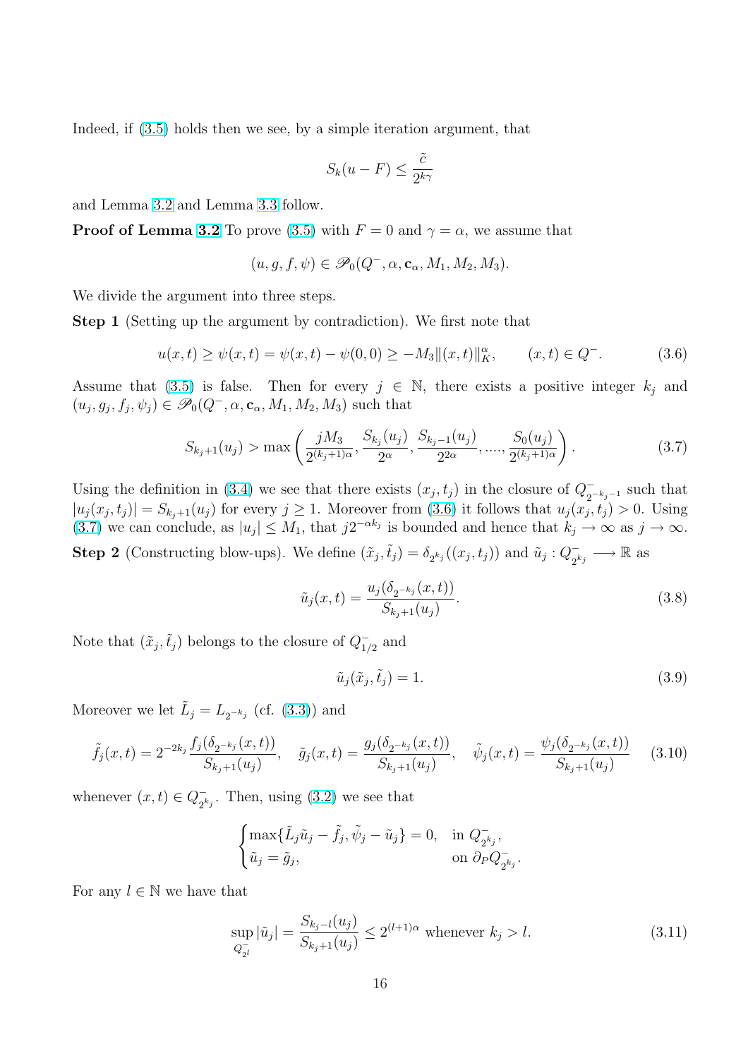Indeed, if (3.5) holds then we see, by a simple iteration argument, that

$$S_k(u-F) \le \frac{\tilde{c}}{2^{k\gamma}}$$

and Lemma 3.2 and Lemma 3.3 follow.

**Proof of Lemma 3.2** To prove (3.5) with $F = 0$ and $\gamma = \alpha$, we assume that

$$(u, g, f, \psi) \in \mathscr{P}_0(Q^-, \alpha, \mathbf{c}_\alpha, M_1, M_2, M_3).$$

We divide the argument into three steps.

**Step 1** (Setting up the argument by contradiction). We first note that

$$u(x,t) \ge \psi(x,t) = \psi(x,t) - \psi(0,0) \ge -M_3 \|(x,t)\|_K^\alpha, \qquad (x,t) \in Q^-. \tag{3.6}$$

Assume that (3.5) is false. Then for every $j \in \mathbb{N}$, there exists a positive integer $k_j$ and $(u_j, g_j, f_j, \psi_j) \in \mathscr{P}_0(Q^-, \alpha, \mathbf{c}_\alpha, M_1, M_2, M_3)$ such that

$$S_{k_j+1}(u_j) > \max\left(\frac{jM_3}{2^{(k_j+1)\alpha}}, \frac{S_{k_j}(u_j)}{2^\alpha}, \frac{S_{k_j-1}(u_j)}{2^{2\alpha}}, \dots, \frac{S_0(u_j)}{2^{(k_j+1)\alpha}}\right). \tag{3.7}$$

Using the definition in (3.4) we see that there exists $(x_j, t_j)$ in the closure of $Q^-_{2^{-k_j-1}}$ such that $|u_j(x_j,t_j)| = S_{k_j+1}(u_j)$ for every $j \ge 1$. Moreover from (3.6) it follows that $u_j(x_j,t_j) > 0$. Using (3.7) we can conclude, as $|u_j| \le M_1$, that $j2^{-\alpha k_j}$ is bounded and hence that $k_j \to \infty$ as $j \to \infty$.

**Step 2** (Constructing blow-ups). We define $(\tilde{x}_j, \tilde{t}_j) = \delta_{2^{k_j}}((x_j,t_j))$ and $\tilde{u}_j : Q^-_{2^{k_j}} \longrightarrow \mathbb{R}$ as

$$\tilde{u}_j(x,t) = \frac{u_j(\delta_{2^{-k_j}}(x,t))}{S_{k_j+1}(u_j)}. \tag{3.8}$$

Note that $(\tilde{x}_j, \tilde{t}_j)$ belongs to the closure of $Q^-_{1/2}$ and

$$\tilde{u}_j(\tilde{x}_j, \tilde{t}_j) = 1. \tag{3.9}$$

Moreover we let $\tilde{L}_j = L_{2^{-k_j}}$ (cf. (3.3)) and

$$\tilde{f}_j(x,t) = 2^{-2k_j}\frac{f_j(\delta_{2^{-k_j}}(x,t))}{S_{k_j+1}(u_j)}, \quad \tilde{g}_j(x,t) = \frac{g_j(\delta_{2^{-k_j}}(x,t))}{S_{k_j+1}(u_j)}, \quad \tilde{\psi}_j(x,t) = \frac{\psi_j(\delta_{2^{-k_j}}(x,t))}{S_{k_j+1}(u_j)} \tag{3.10}$$

whenever $(x,t) \in Q^-_{2^{k_j}}$. Then, using (3.2) we see that

$$\begin{cases} \max\{\tilde{L}_j\tilde{u}_j - \tilde{f}_j, \tilde{\psi}_j - \tilde{u}_j\} = 0, & \text{in } Q^-_{2^{k_j}}, \\ \tilde{u}_j = \tilde{g}_j, & \text{on } \partial_P Q^-_{2^{k_j}}. \end{cases}$$

For any $l \in \mathbb{N}$ we have that

$$\sup_{Q^-_{2^l}} |\tilde{u}_j| = \frac{S_{k_j-l}(u_j)}{S_{k_j+1}(u_j)} \le 2^{(l+1)\alpha} \text{ whenever } k_j > l. \tag{3.11}$$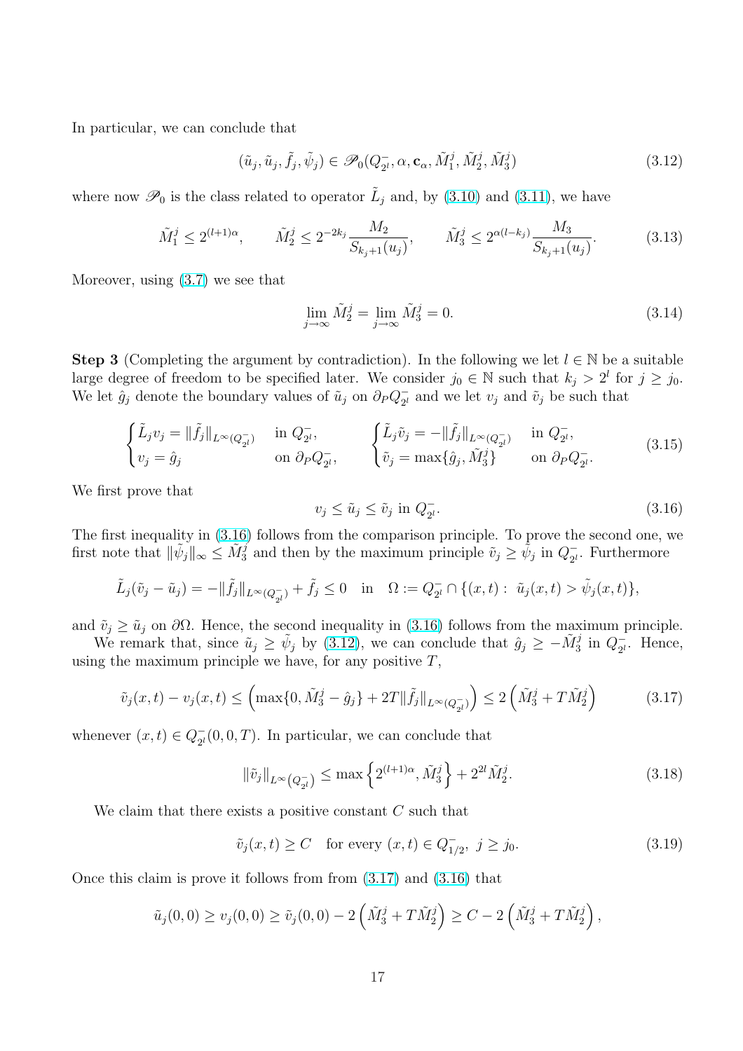In particular, we can conclude that

$$(\tilde{u}_j, \tilde{u}_j, \tilde{f}_j, \tilde{\psi}_j) \in \mathscr{P}_0(Q^-_{2^l}, \alpha, \mathbf{c}_\alpha, \tilde{M}^j_1, \tilde{M}^j_2, \tilde{M}^j_3) \tag{3.12}$$

where now $\mathscr{P}_0$ is the class related to operator $\tilde{L}_j$ and, by (3.10) and (3.11), we have

$$\tilde{M}^j_1 \leq 2^{(l+1)\alpha}, \qquad \tilde{M}^j_2 \leq 2^{-2k_j} \frac{M_2}{S_{k_j+1}(u_j)}, \qquad \tilde{M}^j_3 \leq 2^{\alpha(l-k_j)} \frac{M_3}{S_{k_j+1}(u_j)}. \tag{3.13}$$

Moreover, using (3.7) we see that

$$\lim_{j\to\infty} \tilde{M}^j_2 = \lim_{j\to\infty} \tilde{M}^j_3 = 0. \tag{3.14}$$

**Step 3** (Completing the argument by contradiction). In the following we let $l \in \mathbb{N}$ be a suitable large degree of freedom to be specified later. We consider $j_0 \in \mathbb{N}$ such that $k_j > 2^l$ for $j \geq j_0$. We let $\hat{g}_j$ denote the boundary values of $\tilde{u}_j$ on $\partial_P Q^-_{2^l}$ and we let $v_j$ and $\tilde{v}_j$ be such that

$$\begin{cases} \tilde{L}_j v_j = \|\tilde{f}_j\|_{L^\infty(Q^-_{2^l})} & \text{in } Q^-_{2^l}, \\ v_j = \hat{g}_j & \text{on } \partial_P Q^-_{2^l}, \end{cases} \qquad \begin{cases} \tilde{L}_j \tilde{v}_j = -\|\tilde{f}_j\|_{L^\infty(Q^-_{2^l})} & \text{in } Q^-_{2^l}, \\ \tilde{v}_j = \max\{\hat{g}_j, \tilde{M}^j_3\} & \text{on } \partial_P Q^-_{2^l}. \end{cases} \tag{3.15}$$

We first prove that

$$v_j \leq \tilde{u}_j \leq \tilde{v}_j \text{ in } Q^-_{2^l}. \tag{3.16}$$

The first inequality in (3.16) follows from the comparison principle. To prove the second one, we first note that $\|\tilde{\psi}_j\|_\infty \leq \tilde{M}^j_3$ and then by the maximum principle $\tilde{v}_j \geq \tilde{\psi}_j$ in $Q^-_{2^l}$. Furthermore

$$\tilde{L}_j(\tilde{v}_j - \tilde{u}_j) = -\|\tilde{f}_j\|_{L^\infty(Q^-_{2^l})} + \tilde{f}_j \leq 0 \quad \text{in} \quad \Omega := Q^-_{2^l} \cap \{(x,t) : \ \tilde{u}_j(x,t) > \tilde{\psi}_j(x,t)\},$$

and $\tilde{v}_j \geq \tilde{u}_j$ on $\partial\Omega$. Hence, the second inequality in (3.16) follows from the maximum principle.

We remark that, since $\tilde{u}_j \geq \tilde{\psi}_j$ by (3.12), we can conclude that $\hat{g}_j \geq -\tilde{M}^j_3$ in $Q^-_{2^l}$. Hence, using the maximum principle we have, for any positive $T$,

$$\tilde{v}_j(x,t) - v_j(x,t) \leq \left( \max\{0, \tilde{M}^j_3 - \hat{g}_j\} + 2T\|\tilde{f}_j\|_{L^\infty(Q^-_{2^l})} \right) \leq 2\left(\tilde{M}^j_3 + T\tilde{M}^j_2\right) \tag{3.17}$$

whenever $(x,t) \in Q^-_{2^l}(0,0,T)$. In particular, we can conclude that

$$\|\tilde{v}_j\|_{L^\infty(Q^-_{2^l})} \leq \max\left\{2^{(l+1)\alpha}, \tilde{M}^j_3\right\} + 2^{2l}\tilde{M}^j_2. \tag{3.18}$$

We claim that there exists a positive constant $C$ such that

$$\tilde{v}_j(x,t) \geq C \quad \text{for every } (x,t) \in Q^-_{1/2}, \ j \geq j_0. \tag{3.19}$$

Once this claim is prove it follows from from (3.17) and (3.16) that

$$\tilde{u}_j(0,0) \geq v_j(0,0) \geq \tilde{v}_j(0,0) - 2\left(\tilde{M}^j_3 + T\tilde{M}^j_2\right) \geq C - 2\left(\tilde{M}^j_3 + T\tilde{M}^j_2\right),$$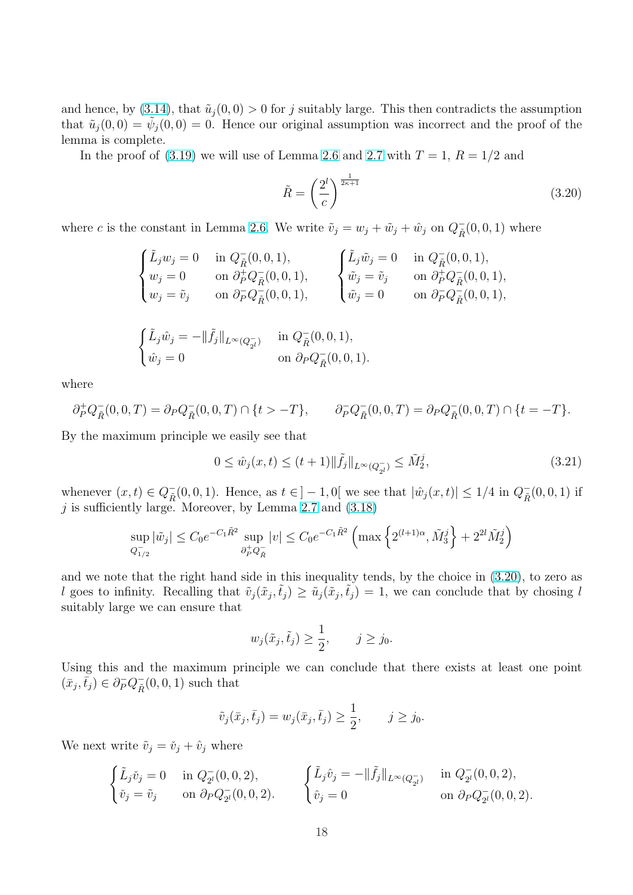and hence, by (3.14), that $\tilde{u}_j(0,0) > 0$ for $j$ suitably large. This then contradicts the assumption that $\tilde{u}_j(0,0) = \tilde{\psi}_j(0,0) = 0$. Hence our original assumption was incorrect and the proof of the lemma is complete.

In the proof of (3.19) we will use of Lemma 2.6 and 2.7 with $T = 1$, $R = 1/2$ and

$$\tilde{R} = \left(\frac{2^l}{c}\right)^{\frac{1}{2\kappa+1}} \tag{3.20}$$

where $c$ is the constant in Lemma 2.6. We write $\tilde{v}_j = w_j + \tilde{w}_j + \hat{w}_j$ on $Q^-_{\tilde{R}}(0,0,1)$ where

$$\begin{cases} \tilde{L}_j w_j = 0 & \text{in } Q^-_{\tilde{R}}(0,0,1), \\ w_j = 0 & \text{on } \partial^+_P Q^-_{\tilde{R}}(0,0,1), \\ w_j = \tilde{v}_j & \text{on } \partial^-_P Q^-_{\tilde{R}}(0,0,1), \end{cases} \qquad \begin{cases} \tilde{L}_j \tilde{w}_j = 0 & \text{in } Q^-_{\tilde{R}}(0,0,1), \\ \tilde{w}_j = \tilde{v}_j & \text{on } \partial^+_P Q^-_{\tilde{R}}(0,0,1), \\ \tilde{w}_j = 0 & \text{on } \partial^-_P Q^-_{\tilde{R}}(0,0,1), \end{cases}$$

$$\begin{cases} \tilde{L}_j \hat{w}_j = -\|\tilde{f}_j\|_{L^\infty(Q^-_{2^l})} & \text{in } Q^-_{\tilde{R}}(0,0,1), \\ \hat{w}_j = 0 & \text{on } \partial_P Q^-_{\tilde{R}}(0,0,1). \end{cases}$$

where

$$\partial^+_P Q^-_{\tilde{R}}(0,0,T) = \partial_P Q^-_{\tilde{R}}(0,0,T) \cap \{t > -T\}, \qquad \partial^-_P Q^-_{\tilde{R}}(0,0,T) = \partial_P Q^-_{\tilde{R}}(0,0,T) \cap \{t = -T\}.$$

By the maximum principle we easily see that

$$0 \le \hat{w}_j(x,t) \le (t+1)\|\tilde{f}_j\|_{L^\infty(Q^-_{2^l})} \le \tilde{M}^j_2, \tag{3.21}$$

whenever $(x,t) \in Q^-_{\tilde{R}}(0,0,1)$. Hence, as $t \in ]-1,0[$ we see that $|\hat{w}_j(x,t)| \le 1/4$ in $Q^-_{\tilde{R}}(0,0,1)$ if $j$ is sufficiently large. Moreover, by Lemma 2.7 and (3.18)

$$\sup_{Q^-_{1/2}} |\tilde{w}_j| \le C_0 e^{-C_1\tilde{R}^2} \sup_{\partial^+_P Q^-_{\tilde{R}}} |v| \le C_0 e^{-C_1\tilde{R}^2}\left(\max\left\{2^{(l+1)\alpha}, \tilde{M}^j_3\right\} + 2^{2l}\tilde{M}^j_2\right)$$

and we note that the right hand side in this inequality tends, by the choice in (3.20), to zero as $l$ goes to infinity. Recalling that $\tilde{v}_j(\tilde{x}_j,\tilde{t}_j) \ge \tilde{u}_j(\tilde{x}_j,\tilde{t}_j) = 1$, we can conclude that by chosing $l$ suitably large we can ensure that

$$w_j(\tilde{x}_j,\tilde{t}_j) \ge \frac{1}{2}, \qquad j \ge j_0.$$

Using this and the maximum principle we can conclude that there exists at least one point $(\bar{x}_j,\bar{t}_j) \in \partial^-_P Q^-_{\tilde{R}}(0,0,1)$ such that

$$\tilde{v}_j(\bar{x}_j,\bar{t}_j) = w_j(\bar{x}_j,\bar{t}_j) \ge \frac{1}{2}, \qquad j \ge j_0.$$

We next write $\tilde{v}_j = \check{v}_j + \hat{v}_j$ where

$$\begin{cases} \tilde{L}_j \check{v}_j = 0 & \text{in } Q^-_{2^l}(0,0,2), \\ \check{v}_j = \tilde{v}_j & \text{on } \partial_P Q^-_{2^l}(0,0,2). \end{cases} \qquad \begin{cases} \tilde{L}_j \hat{v}_j = -\|\tilde{f}_j\|_{L^\infty(Q^-_{2^l})} & \text{in } Q^-_{2^l}(0,0,2), \\ \hat{v}_j = 0 & \text{on } \partial_P Q^-_{2^l}(0,0,2). \end{cases}$$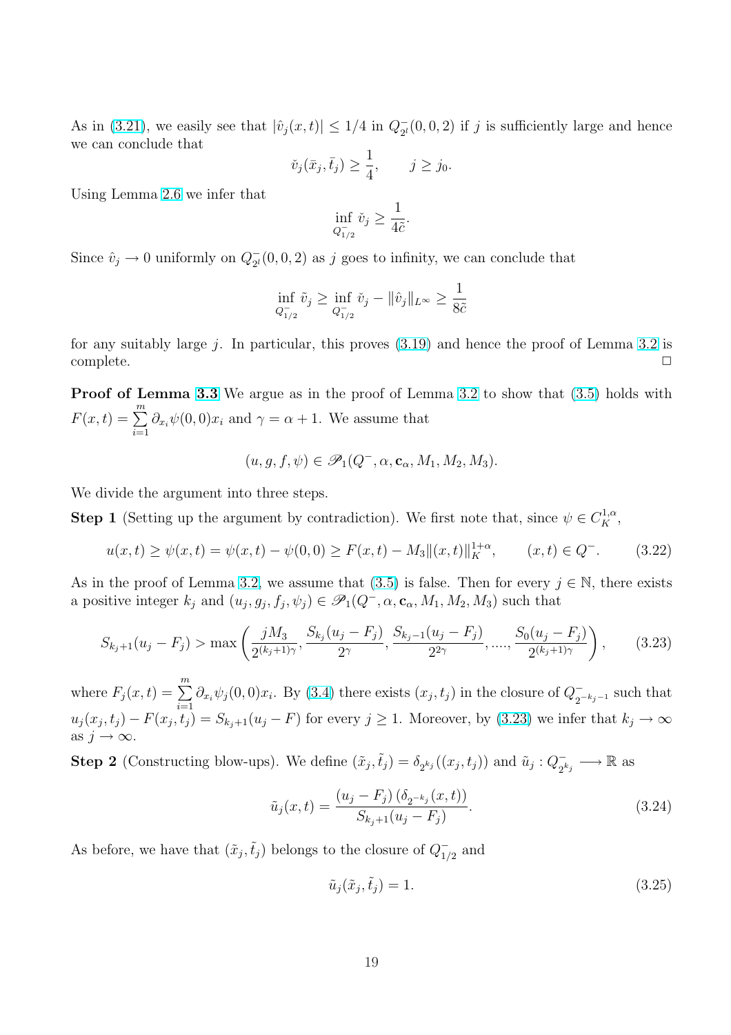As in (3.21), we easily see that $|\hat{v}_j(x,t)| \leq 1/4$ in $Q^-_{2^l}(0,0,2)$ if $j$ is sufficiently large and hence we can conclude that

$$\check{v}_j(\bar{x}_j, \bar{t}_j) \geq \frac{1}{4}, \qquad j \geq j_0.$$

Using Lemma 2.6 we infer that

$$\inf_{Q^-_{1/2}} \check{v}_j \geq \frac{1}{4\tilde{c}}.$$

Since $\hat{v}_j \to 0$ uniformly on $Q^-_{2^l}(0,0,2)$ as $j$ goes to infinity, we can conclude that

$$\inf_{Q^-_{1/2}} \tilde{v}_j \geq \inf_{Q^-_{1/2}} \check{v}_j - \|\hat{v}_j\|_{L^\infty} \geq \frac{1}{8\tilde{c}}$$

for any suitably large $j$. In particular, this proves (3.19) and hence the proof of Lemma 3.2 is complete. $\square$

**Proof of Lemma 3.3** We argue as in the proof of Lemma 3.2 to show that (3.5) holds with $F(x,t) = \sum_{i=1}^{m} \partial_{x_i}\psi(0,0)x_i$ and $\gamma = \alpha + 1$. We assume that

$$(u, g, f, \psi) \in \mathscr{P}_1(Q^-, \alpha, \mathbf{c}_\alpha, M_1, M_2, M_3).$$

We divide the argument into three steps.

**Step 1** (Setting up the argument by contradiction). We first note that, since $\psi \in C^{1,\alpha}_K$,

$$u(x,t) \geq \psi(x,t) = \psi(x,t) - \psi(0,0) \geq F(x,t) - M_3\|(x,t)\|_K^{1+\alpha}, \qquad (x,t) \in Q^-. \tag{3.22}$$

As in the proof of Lemma 3.2, we assume that (3.5) is false. Then for every $j \in \mathbb{N}$, there exists a positive integer $k_j$ and $(u_j, g_j, f_j, \psi_j) \in \mathscr{P}_1(Q^-, \alpha, \mathbf{c}_\alpha, M_1, M_2, M_3)$ such that

$$S_{k_j+1}(u_j - F_j) > \max\left(\frac{jM_3}{2^{(k_j+1)\gamma}}, \frac{S_{k_j}(u_j - F_j)}{2^\gamma}, \frac{S_{k_j-1}(u_j - F_j)}{2^{2\gamma}}, \ldots, \frac{S_0(u_j - F_j)}{2^{(k_j+1)\gamma}}\right), \tag{3.23}$$

where $F_j(x,t) = \sum_{i=1}^{m} \partial_{x_i}\psi_j(0,0)x_i$. By (3.4) there exists $(x_j, t_j)$ in the closure of $Q^-_{2^{-k_j-1}}$ such that $u_j(x_j,t_j) - F(x_j,t_j) = S_{k_j+1}(u_j - F)$ for every $j \geq 1$. Moreover, by (3.23) we infer that $k_j \to \infty$ as $j \to \infty$.

**Step 2** (Constructing blow-ups). We define $(\tilde{x}_j, \tilde{t}_j) = \delta_{2^{k_j}}((x_j, t_j))$ and $\tilde{u}_j : Q^-_{2^{k_j}} \longrightarrow \mathbb{R}$ as

$$\tilde{u}_j(x,t) = \frac{(u_j - F_j)\left(\delta_{2^{-k_j}}(x,t)\right)}{S_{k_j+1}(u_j - F_j)}. \tag{3.24}$$

As before, we have that $(\tilde{x}_j, \tilde{t}_j)$ belongs to the closure of $Q^-_{1/2}$ and

$$\tilde{u}_j(\tilde{x}_j, \tilde{t}_j) = 1. \tag{3.25}$$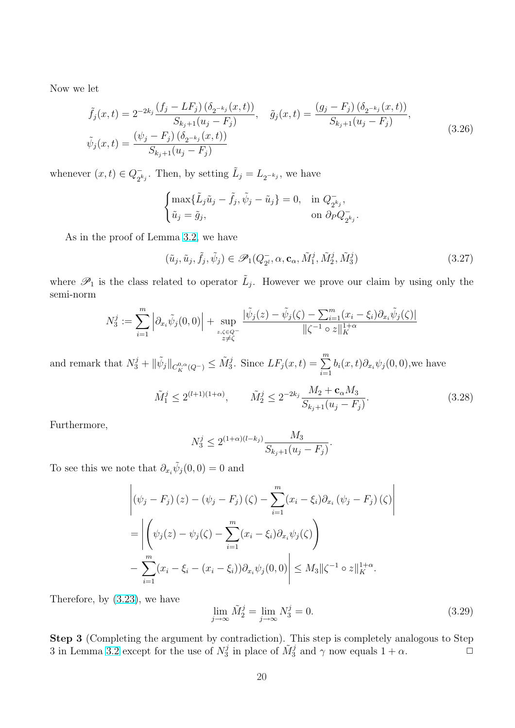Now we let

$$
\begin{aligned}
&\tilde{f}_j(x,t) = 2^{-2k_j} \frac{(f_j - LF_j)\,(\delta_{2^{-k_j}}(x,t))}{S_{k_j+1}(u_j - F_j)}, \quad \tilde{g}_j(x,t) = \frac{(g_j - F_j)\,(\delta_{2^{-k_j}}(x,t))}{S_{k_j+1}(u_j - F_j)}, \\
&\tilde{\psi}_j(x,t) = \frac{(\psi_j - F_j)\,(\delta_{2^{-k_j}}(x,t))}{S_{k_j+1}(u_j - F_j)}
\end{aligned}
\tag{3.26}
$$

whenever $(x,t) \in Q^-_{2^{k_j}}$. Then, by setting $\tilde{L}_j = L_{2^{-k_j}}$, we have

$$
\begin{cases}
\max\{\tilde{L}_j \tilde{u}_j - \tilde{f}_j, \tilde{\psi}_j - \tilde{u}_j\} = 0, & \text{in } Q^-_{2^{k_j}}, \\
\tilde{u}_j = \tilde{g}_j, & \text{on } \partial_P Q^-_{2^{k_j}}.
\end{cases}
$$

As in the proof of Lemma 3.2, we have

$$
(\tilde{u}_j, \tilde{u}_j, \tilde{f}_j, \tilde{\psi}_j) \in \mathscr{P}_1(Q^-_{2^l}, \alpha, \mathbf{c}_\alpha, \tilde{M}_1^j, \tilde{M}_2^j, \tilde{M}_3^j) \tag{3.27}
$$

where $\mathscr{P}_1$ is the class related to operator $\tilde{L}_j$. However we prove our claim by using only the semi-norm

$$
N_3^j := \sum_{i=1}^m \left| \partial_{x_i} \tilde{\psi}_j(0,0) \right| + \sup_{\substack{z,\zeta \in Q^- \\ z \neq \zeta}} \frac{|\tilde{\psi}_j(z) - \tilde{\psi}_j(\zeta) - \sum_{i=1}^m (x_i - \xi_i) \partial_{x_i} \tilde{\psi}_j(\zeta)|}{\|\zeta^{-1} \circ z\|_K^{1+\alpha}}
$$

and remark that $N_3^j + \|\tilde{\psi}_j\|_{C_K^{0,\alpha}(Q^-)} \le \tilde{M}_3^j$. Since $LF_j(x,t) = \sum_{i=1}^m b_i(x,t) \partial_{x_i} \psi_j(0,0)$,we have

$$
\tilde{M}_1^j \le 2^{(l+1)(1+\alpha)}, \qquad \tilde{M}_2^j \le 2^{-2k_j} \frac{M_2 + \mathbf{c}_\alpha M_3}{S_{k_j+1}(u_j - F_j)}. \tag{3.28}
$$

Furthermore,

$$
N_3^j \le 2^{(1+\alpha)(l-k_j)} \frac{M_3}{S_{k_j+1}(u_j - F_j)}.
$$

To see this we note that $\partial_{x_i} \tilde{\psi}_j(0,0) = 0$ and

$$
\begin{aligned}
&\left| (\psi_j - F_j)(z) - (\psi_j - F_j)(\zeta) - \sum_{i=1}^m (x_i - \xi_i) \partial_{x_i} (\psi_j - F_j)(\zeta) \right| \\
&= \Bigg| \left( \psi_j(z) - \psi_j(\zeta) - \sum_{i=1}^m (x_i - \xi_i) \partial_{x_i} \psi_j(\zeta) \right) \\
&\quad - \sum_{i=1}^m (x_i - \xi_i - (x_i - \xi_i)) \partial_{x_i} \psi_j(0,0) \Bigg| \le M_3 \|\zeta^{-1} \circ z\|_K^{1+\alpha}.
\end{aligned}
$$

Therefore, by (3.23), we have

$$
\lim_{j \to \infty} \tilde{M}_2^j = \lim_{j \to \infty} N_3^j = 0. \tag{3.29}
$$

**Step 3** (Completing the argument by contradiction). This step is completely analogous to Step 3 in Lemma 3.2 except for the use of $N_3^j$ in place of $\tilde{M}_3^j$ and $\gamma$ now equals $1 + \alpha$. □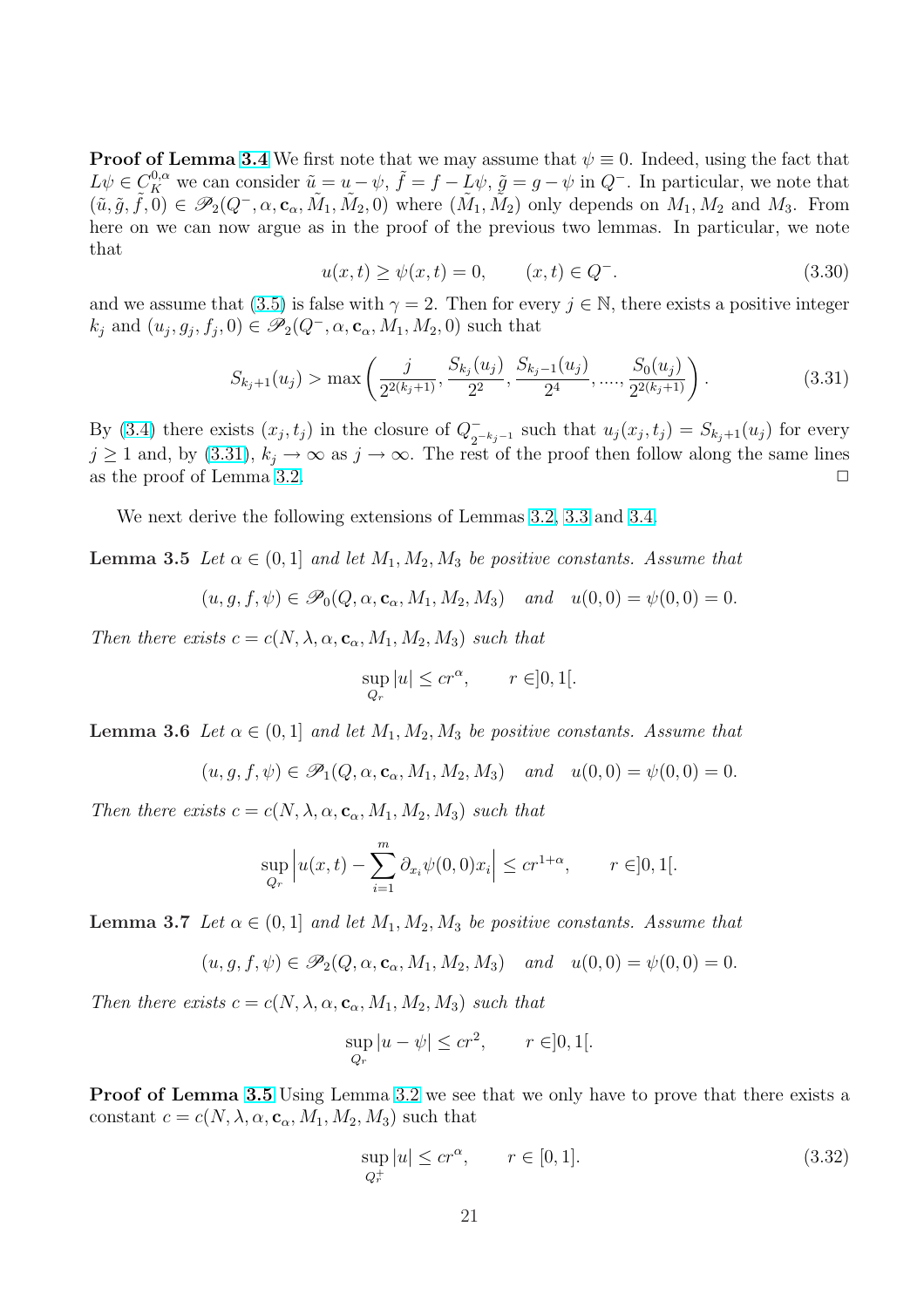**Proof of Lemma 3.4** We first note that we may assume that $\psi \equiv 0$. Indeed, using the fact that $L\psi \in C_K^{0,\alpha}$ we can consider $\tilde u = u - \psi$, $\tilde f = f - L\psi$, $\tilde g = g - \psi$ in $Q^-$. In particular, we note that $(\tilde u, \tilde g, \tilde f, 0) \in \mathscr{P}_2(Q^-, \alpha, \mathbf{c}_\alpha, \tilde M_1, \tilde M_2, 0)$ where $(\tilde M_1, \tilde M_2)$ only depends on $M_1, M_2$ and $M_3$. From here on we can now argue as in the proof of the previous two lemmas. In particular, we note that

$$u(x,t) \geq \psi(x,t) = 0, \qquad (x,t) \in Q^-. \tag{3.30}$$

and we assume that (3.5) is false with $\gamma = 2$. Then for every $j \in \mathbb{N}$, there exists a positive integer $k_j$ and $(u_j, g_j, f_j, 0) \in \mathscr{P}_2(Q^-, \alpha, \mathbf{c}_\alpha, M_1, M_2, 0)$ such that

$$S_{k_j+1}(u_j) > \max\left(\frac{j}{2^{2(k_j+1)}}, \frac{S_{k_j}(u_j)}{2^2}, \frac{S_{k_j-1}(u_j)}{2^4}, ...., \frac{S_0(u_j)}{2^{2(k_j+1)}}\right). \tag{3.31}$$

By (3.4) there exists $(x_j, t_j)$ in the closure of $Q^-_{2^{-k_j-1}}$ such that $u_j(x_j, t_j) = S_{k_j+1}(u_j)$ for every $j \geq 1$ and, by (3.31), $k_j \to \infty$ as $j \to \infty$. The rest of the proof then follow along the same lines as the proof of Lemma 3.2. $\square$

We next derive the following extensions of Lemmas 3.2, 3.3 and 3.4.

**Lemma 3.5** *Let $\alpha \in (0,1]$ and let $M_1, M_2, M_3$ be positive constants. Assume that*

$$(u, g, f, \psi) \in \mathscr{P}_0(Q, \alpha, \mathbf{c}_\alpha, M_1, M_2, M_3) \quad \text{and} \quad u(0,0) = \psi(0,0) = 0.$$

*Then there exists $c = c(N, \lambda, \alpha, \mathbf{c}_\alpha, M_1, M_2, M_3)$ such that*

$$\sup_{Q_r} |u| \leq c r^\alpha, \qquad r \in ]0,1[.$$

**Lemma 3.6** *Let $\alpha \in (0,1]$ and let $M_1, M_2, M_3$ be positive constants. Assume that*

$$(u, g, f, \psi) \in \mathscr{P}_1(Q, \alpha, \mathbf{c}_\alpha, M_1, M_2, M_3) \quad \text{and} \quad u(0,0) = \psi(0,0) = 0.$$

*Then there exists $c = c(N, \lambda, \alpha, \mathbf{c}_\alpha, M_1, M_2, M_3)$ such that*

$$\sup_{Q_r} \Big| u(x,t) - \sum_{i=1}^m \partial_{x_i}\psi(0,0)x_i \Big| \leq c r^{1+\alpha}, \qquad r \in ]0,1[.$$

**Lemma 3.7** *Let $\alpha \in (0,1]$ and let $M_1, M_2, M_3$ be positive constants. Assume that*

$$(u, g, f, \psi) \in \mathscr{P}_2(Q, \alpha, \mathbf{c}_\alpha, M_1, M_2, M_3) \quad \text{and} \quad u(0,0) = \psi(0,0) = 0.$$

*Then there exists $c = c(N, \lambda, \alpha, \mathbf{c}_\alpha, M_1, M_2, M_3)$ such that*

$$\sup_{Q_r} |u - \psi| \leq c r^2, \qquad r \in ]0,1[.$$

**Proof of Lemma 3.5** Using Lemma 3.2 we see that we only have to prove that there exists a constant $c = c(N, \lambda, \alpha, \mathbf{c}_\alpha, M_1, M_2, M_3)$ such that

$$\sup_{Q_r^+} |u| \leq c r^\alpha, \qquad r \in [0,1]. \tag{3.32}$$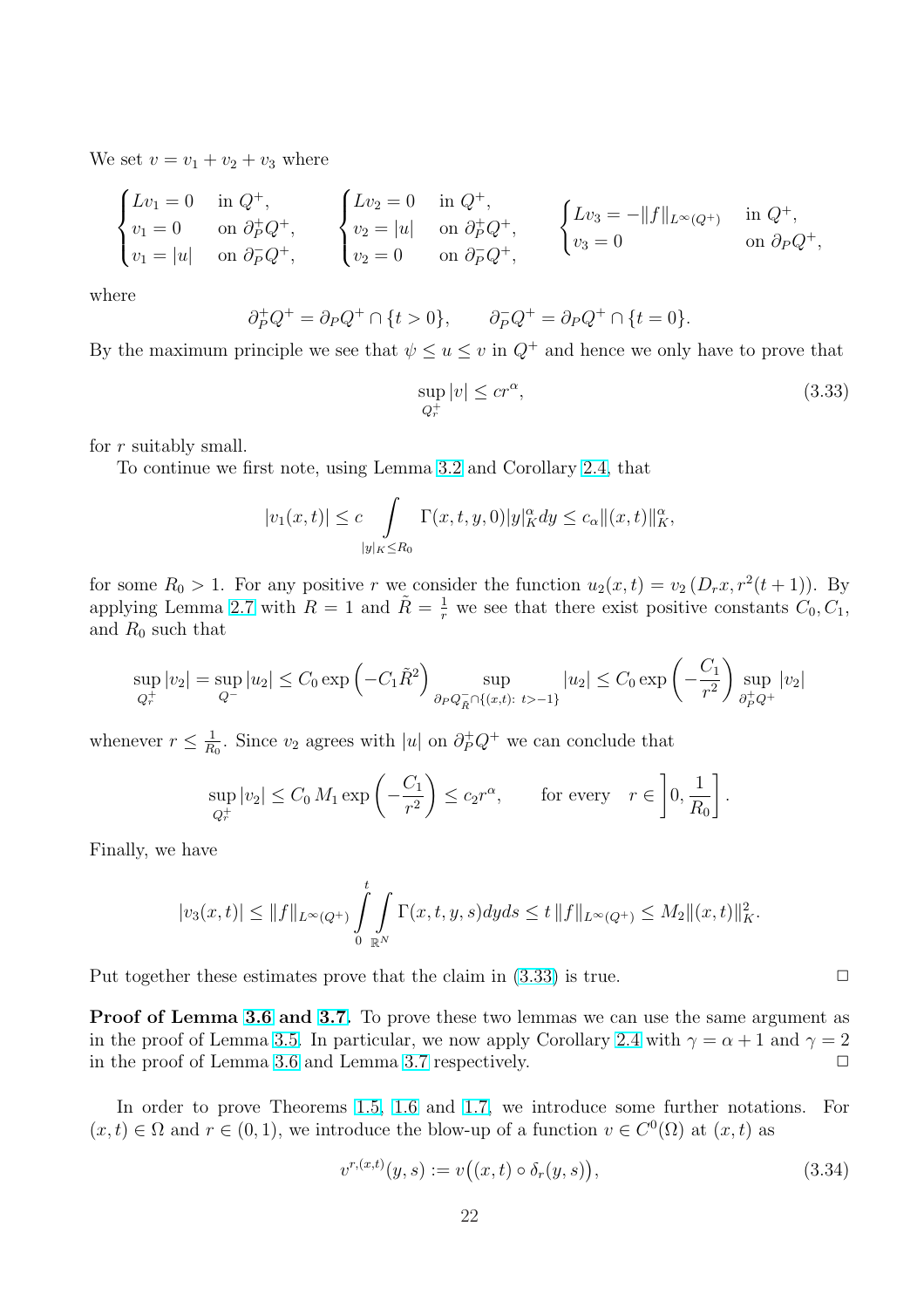We set $v = v_1 + v_2 + v_3$ where

$$
\begin{cases} Lv_1 = 0 & \text{in } Q^+, \\ v_1 = 0 & \text{on } \partial_P^+ Q^+, \\ v_1 = |u| & \text{on } \partial_P^- Q^+, \end{cases} \qquad \begin{cases} Lv_2 = 0 & \text{in } Q^+, \\ v_2 = |u| & \text{on } \partial_P^+ Q^+, \\ v_2 = 0 & \text{on } \partial_P^- Q^+, \end{cases} \qquad \begin{cases} Lv_3 = -\|f\|_{L^\infty(Q^+)} & \text{in } Q^+, \\ v_3 = 0 & \text{on } \partial_P Q^+, \end{cases}
$$

where

$$
\partial_P^+ Q^+ = \partial_P Q^+ \cap \{t > 0\}, \qquad \partial_P^- Q^+ = \partial_P Q^+ \cap \{t = 0\}.
$$

By the maximum principle we see that $\psi \le u \le v$ in $Q^+$ and hence we only have to prove that

$$
\sup_{Q_r^+} |v| \le c r^\alpha, \tag{3.33}
$$

for $r$ suitably small.

To continue we first note, using Lemma 3.2 and Corollary 2.4, that

$$
|v_1(x,t)| \le c \int\limits_{|y|_K \le R_0} \Gamma(x,t,y,0) |y|_K^\alpha dy \le c_\alpha \|(x,t)\|_K^\alpha,
$$

for some $R_0 > 1$. For any positive $r$ we consider the function $u_2(x,t) = v_2\left(D_r x, r^2(t+1)\right)$. By applying Lemma 2.7 with $R = 1$ and $\tilde{R} = \frac{1}{r}$ we see that there exist positive constants $C_0, C_1$, and $R_0$ such that

$$
\sup_{Q_r^+} |v_2| = \sup_{Q^-} |u_2| \le C_0 \exp\left(-C_1 \tilde{R}^2\right) \sup_{\partial_P Q^-_{\tilde{R}} \cap \{(x,t):\ t > -1\}} |u_2| \le C_0 \exp\left(-\frac{C_1}{r^2}\right) \sup_{\partial_P^+ Q^+} |v_2|
$$

whenever $r \le \frac{1}{R_0}$. Since $v_2$ agrees with $|u|$ on $\partial_P^+ Q^+$ we can conclude that

$$
\sup_{Q_r^+} |v_2| \le C_0\, M_1 \exp\left(-\frac{C_1}{r^2}\right) \le c_2 r^\alpha, \qquad \text{for every} \quad r \in \left]0, \frac{1}{R_0}\right].
$$

Finally, we have

$$
|v_3(x,t)| \le \|f\|_{L^\infty(Q^+)} \int\limits_0^t \int\limits_{\mathbb{R}^N} \Gamma(x,t,y,s) dy ds \le t\, \|f\|_{L^\infty(Q^+)} \le M_2 \|(x,t)\|_K^2.
$$

Put together these estimates prove that the claim in (3.33) is true. $\square$

**Proof of Lemma 3.6 and 3.7.** To prove these two lemmas we can use the same argument as in the proof of Lemma 3.5. In particular, we now apply Corollary 2.4 with $\gamma = \alpha + 1$ and $\gamma = 2$ in the proof of Lemma 3.6 and Lemma 3.7 respectively. $\square$

In order to prove Theorems 1.5, 1.6 and 1.7, we introduce some further notations. For $(x,t) \in \Omega$ and $r \in (0,1)$, we introduce the blow-up of a function $v \in C^0(\Omega)$ at $(x,t)$ as

$$
v^{r,(x,t)}(y,s) := v\big((x,t) \circ \delta_r(y,s)\big), \tag{3.34}
$$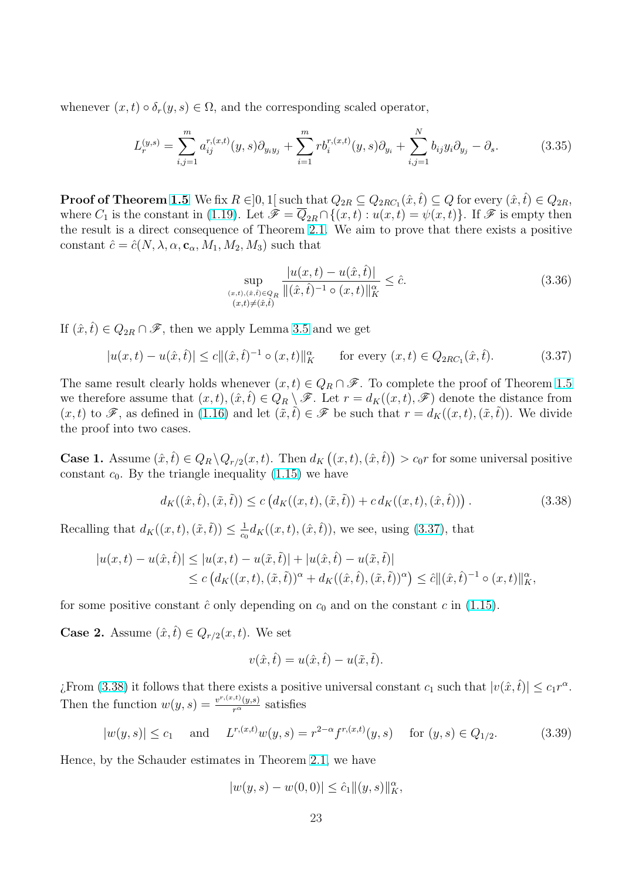whenever $(x,t) \circ \delta_r(y,s) \in \Omega$, and the corresponding scaled operator,

$$L_r^{(y,s)} = \sum_{i,j=1}^{m} a_{ij}^{r,(x,t)}(y,s)\partial_{y_i y_j} + \sum_{i=1}^{m} r b_i^{r,(x,t)}(y,s)\partial_{y_i} + \sum_{i,j=1}^{N} b_{ij} y_i \partial_{y_j} - \partial_s. \tag{3.35}$$

**Proof of Theorem 1.5.** We fix $R \in ]0,1[$ such that $Q_{2R} \subseteq Q_{2RC_1}(\hat{x},\hat{t}) \subseteq Q$ for every $(\hat{x},\hat{t}) \in Q_{2R}$, where $C_1$ is the constant in (1.19). Let $\mathscr{F} = \overline{Q}_{2R} \cap \{(x,t) : u(x,t) = \psi(x,t)\}$. If $\mathscr{F}$ is empty then the result is a direct consequence of Theorem 2.1. We aim to prove that there exists a positive constant $\hat{c} = \hat{c}(N, \lambda, \alpha, \mathbf{c}_\alpha, M_1, M_2, M_3)$ such that

$$\sup_{\substack{(x,t),(\hat{x},\hat{t}) \in Q_R \\ (x,t) \neq (\hat{x},\hat{t})}} \frac{|u(x,t) - u(\hat{x},\hat{t})|}{\|(\hat{x},\hat{t})^{-1} \circ (x,t)\|_K^\alpha} \leq \hat{c}. \tag{3.36}$$

If $(\hat{x},\hat{t}) \in Q_{2R} \cap \mathscr{F}$, then we apply Lemma 3.5 and we get

$$|u(x,t) - u(\hat{x},\hat{t})| \leq c\|(\hat{x},\hat{t})^{-1} \circ (x,t)\|_K^\alpha \qquad \text{for every } (x,t) \in Q_{2RC_1}(\hat{x},\hat{t}). \tag{3.37}$$

The same result clearly holds whenever $(x,t) \in Q_R \cap \mathscr{F}$. To complete the proof of Theorem 1.5 we therefore assume that $(x,t), (\hat{x},\hat{t}) \in Q_R \setminus \mathscr{F}$. Let $r = d_K((x,t), \mathscr{F})$ denote the distance from $(x,t)$ to $\mathscr{F}$, as defined in (1.16) and let $(\tilde{x},\tilde{t}) \in \mathscr{F}$ be such that $r = d_K((x,t),(\tilde{x},\tilde{t}))$. We divide the proof into two cases.

**Case 1.** Assume $(\hat{x},\hat{t}) \in Q_R \setminus Q_{r/2}(x,t)$. Then $d_K\left((x,t),(\hat{x},\hat{t})\right) > c_0 r$ for some universal positive constant $c_0$. By the triangle inequality (1.15) we have

$$d_K((\hat{x},\hat{t}),(\tilde{x},\tilde{t})) \leq c\left(d_K((x,t),(\tilde{x},\tilde{t})) + c\, d_K((x,t),(\hat{x},\hat{t}))\right). \tag{3.38}$$

Recalling that $d_K((x,t),(\tilde{x},\tilde{t})) \leq \frac{1}{c_0} d_K((x,t),(\hat{x},\hat{t}))$, we see, using (3.37), that

$$\begin{aligned}
|u(x,t) - u(\hat{x},\hat{t})| &\leq |u(x,t) - u(\tilde{x},\tilde{t})| + |u(\hat{x},\hat{t}) - u(\tilde{x},\tilde{t})| \\
&\leq c\left(d_K((x,t),(\tilde{x},\tilde{t}))^\alpha + d_K((\hat{x},\hat{t}),(\tilde{x},\tilde{t}))^\alpha\right) \leq \hat{c}\|(\hat{x},\hat{t})^{-1} \circ (x,t)\|_K^\alpha,
\end{aligned}$$

for some positive constant $\hat{c}$ only depending on $c_0$ and on the constant $c$ in (1.15).

**Case 2.** Assume $(\hat{x},\hat{t}) \in Q_{r/2}(x,t)$. We set

$$v(\hat{x},\hat{t}) = u(\hat{x},\hat{t}) - u(\tilde{x},\tilde{t}).$$

¿From (3.38) it follows that there exists a positive universal constant $c_1$ such that $|v(\hat{x},\hat{t})| \leq c_1 r^\alpha$. Then the function $w(y,s) = \frac{v^{r,(x,t)}(y,s)}{r^\alpha}$ satisfies

$$|w(y,s)| \leq c_1 \quad \text{ and } \quad L^{r,(x,t)} w(y,s) = r^{2-\alpha} f^{r,(x,t)}(y,s) \quad \text{ for } (y,s) \in Q_{1/2}. \tag{3.39}$$

Hence, by the Schauder estimates in Theorem 2.1, we have

$$|w(y,s) - w(0,0)| \leq \hat{c}_1 \|(y,s)\|_K^\alpha,$$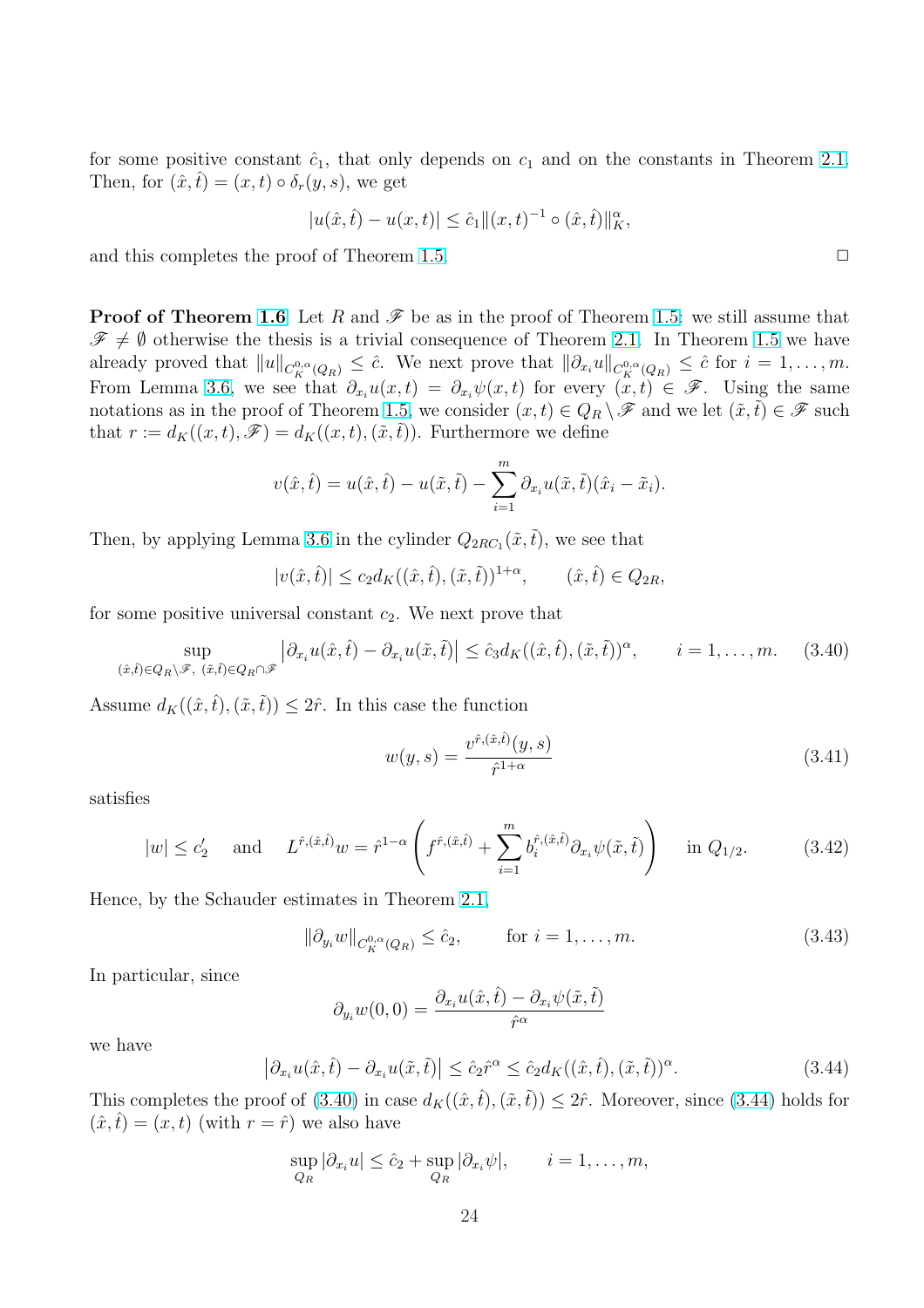for some positive constant $\hat{c}_1$, that only depends on $c_1$ and on the constants in Theorem 2.1. Then, for $(\hat{x}, \hat{t}) = (x, t) \circ \delta_r(y, s)$, we get

$$|u(\hat{x}, \hat{t}) - u(x, t)| \leq \hat{c}_1 \|(x, t)^{-1} \circ (\hat{x}, \hat{t})\|_K^\alpha,$$

and this completes the proof of Theorem 1.5. □

**Proof of Theorem 1.6.** Let $R$ and $\mathscr{F}$ be as in the proof of Theorem 1.5: we still assume that $\mathscr{F} \neq \emptyset$ otherwise the thesis is a trivial consequence of Theorem 2.1. In Theorem 1.5 we have already proved that $\|u\|_{C_K^{0,\alpha}(Q_R)} \leq \hat{c}$. We next prove that $\|\partial_{x_i} u\|_{C_K^{0,\alpha}(Q_R)} \leq \hat{c}$ for $i = 1, \dots, m$. From Lemma 3.6, we see that $\partial_{x_i} u(x, t) = \partial_{x_i} \psi(x, t)$ for every $(x, t) \in \mathscr{F}$. Using the same notations as in the proof of Theorem 1.5, we consider $(x, t) \in Q_R \setminus \mathscr{F}$ and we let $(\tilde{x}, \tilde{t}) \in \mathscr{F}$ such that $r := d_K((x, t), \mathscr{F}) = d_K((x, t), (\tilde{x}, \tilde{t}))$. Furthermore we define

$$v(\hat{x}, \hat{t}) = u(\hat{x}, \hat{t}) - u(\tilde{x}, \tilde{t}) - \sum_{i=1}^{m} \partial_{x_i} u(\tilde{x}, \tilde{t})(\hat{x}_i - \tilde{x}_i).$$

Then, by applying Lemma 3.6 in the cylinder $Q_{2RC_1}(\tilde{x}, \tilde{t})$, we see that

$$|v(\hat{x}, \hat{t})| \leq c_2 d_K((\hat{x}, \hat{t}), (\tilde{x}, \tilde{t}))^{1+\alpha}, \qquad (\hat{x}, \hat{t}) \in Q_{2R},$$

for some positive universal constant $c_2$. We next prove that

$$\sup_{(\hat{x}, \hat{t}) \in Q_R \setminus \mathscr{F},\ (\tilde{x}, \tilde{t}) \in Q_R \cap \mathscr{F}} \left| \partial_{x_i} u(\hat{x}, \hat{t}) - \partial_{x_i} u(\tilde{x}, \tilde{t}) \right| \leq \hat{c}_3 d_K((\hat{x}, \hat{t}), (\tilde{x}, \tilde{t}))^\alpha, \qquad i = 1, \dots, m. \tag{3.40}$$

Assume $d_K((\hat{x}, \hat{t}), (\tilde{x}, \tilde{t})) \leq 2\hat{r}$. In this case the function

$$w(y, s) = \frac{v^{\hat{r}, (\hat{x}, \hat{t})}(y, s)}{\hat{r}^{1+\alpha}} \tag{3.41}$$

satisfies

$$|w| \leq c_2' \quad \text{and} \quad L^{\hat{r}, (\hat{x}, \hat{t})} w = \hat{r}^{1-\alpha} \left( f^{\hat{r}, (\hat{x}, \hat{t})} + \sum_{i=1}^{m} b_i^{\hat{r}, (\hat{x}, \hat{t})} \partial_{x_i} \psi(\tilde{x}, \tilde{t}) \right) \quad \text{in } Q_{1/2}. \tag{3.42}$$

Hence, by the Schauder estimates in Theorem 2.1,

$$\|\partial_{y_i} w\|_{C_K^{0,\alpha}(Q_R)} \leq \hat{c}_2, \qquad \text{for } i = 1, \dots, m. \tag{3.43}$$

In particular, since

$$\partial_{y_i} w(0, 0) = \frac{\partial_{x_i} u(\hat{x}, \hat{t}) - \partial_{x_i} \psi(\tilde{x}, \tilde{t})}{\hat{r}^\alpha}$$

we have

$$\left| \partial_{x_i} u(\hat{x}, \hat{t}) - \partial_{x_i} u(\tilde{x}, \tilde{t}) \right| \leq \hat{c}_2 \hat{r}^\alpha \leq \hat{c}_2 d_K((\hat{x}, \hat{t}), (\tilde{x}, \tilde{t}))^\alpha. \tag{3.44}$$

This completes the proof of (3.40) in case $d_K((\hat{x}, \hat{t}), (\tilde{x}, \tilde{t})) \leq 2\hat{r}$. Moreover, since (3.44) holds for $(\hat{x}, \hat{t}) = (x, t)$ (with $r = \hat{r}$) we also have

$$\sup_{Q_R} |\partial_{x_i} u| \leq \hat{c}_2 + \sup_{Q_R} |\partial_{x_i} \psi|, \qquad i = 1, \dots, m,$$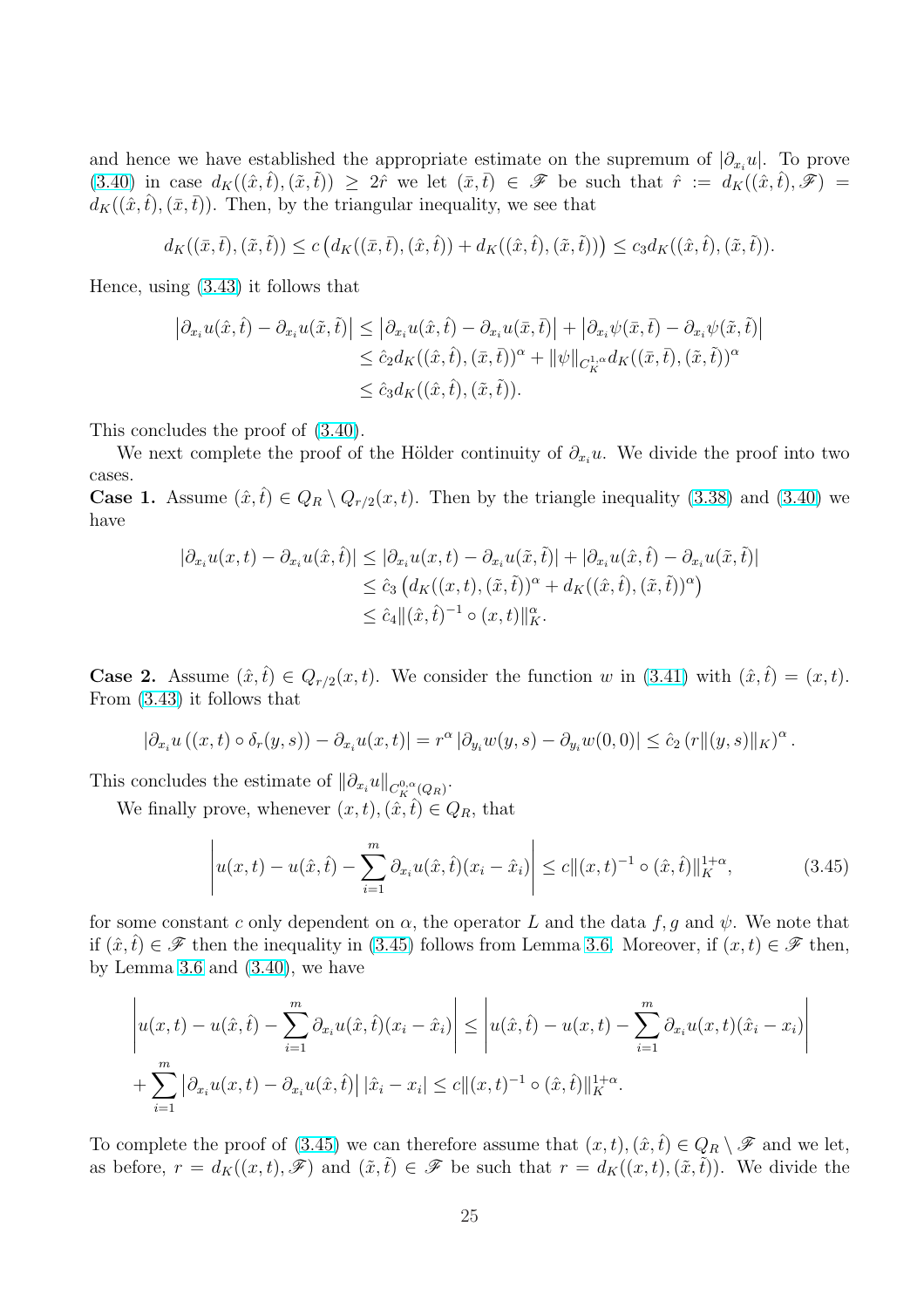and hence we have established the appropriate estimate on the supremum of $|\partial_{x_i} u|$. To prove (3.40) in case $d_K((\hat{x},\hat{t}),(\tilde{x},\tilde{t})) \geq 2\hat{r}$ we let $(\bar{x},\bar{t}) \in \mathscr{F}$ be such that $\hat{r} := d_K((\hat{x},\hat{t}),\mathscr{F}) = d_K((\hat{x},\hat{t}),(\bar{x},\bar{t}))$. Then, by the triangular inequality, we see that

$$d_K((\bar{x},\bar{t}),(\tilde{x},\tilde{t})) \leq c\left(d_K((\bar{x},\bar{t}),(\hat{x},\hat{t})) + d_K((\hat{x},\hat{t}),(\tilde{x},\tilde{t}))\right) \leq c_3 d_K((\hat{x},\hat{t}),(\tilde{x},\tilde{t})).$$

Hence, using (3.43) it follows that

$$\begin{aligned}
\left|\partial_{x_i} u(\hat{x},\hat{t}) - \partial_{x_i} u(\tilde{x},\tilde{t})\right| &\leq \left|\partial_{x_i} u(\hat{x},\hat{t}) - \partial_{x_i} u(\bar{x},\bar{t})\right| + \left|\partial_{x_i} \psi(\bar{x},\bar{t}) - \partial_{x_i} \psi(\tilde{x},\tilde{t})\right| \\
&\leq \hat{c}_2 d_K((\hat{x},\hat{t}),(\bar{x},\bar{t}))^\alpha + \|\psi\|_{C_K^{1,\alpha}} d_K((\bar{x},\bar{t}),(\tilde{x},\tilde{t}))^\alpha \\
&\leq \hat{c}_3 d_K((\hat{x},\hat{t}),(\tilde{x},\tilde{t})).
\end{aligned}$$

This concludes the proof of (3.40).

We next complete the proof of the Hölder continuity of $\partial_{x_i} u$. We divide the proof into two cases.

**Case 1.** Assume $(\hat{x},\hat{t}) \in Q_R \setminus Q_{r/2}(x,t)$. Then by the triangle inequality (3.38) and (3.40) we have

$$\begin{aligned}
|\partial_{x_i} u(x,t) - \partial_{x_i} u(\hat{x},\hat{t})| &\leq |\partial_{x_i} u(x,t) - \partial_{x_i} u(\tilde{x},\tilde{t})| + |\partial_{x_i} u(\hat{x},\hat{t}) - \partial_{x_i} u(\tilde{x},\tilde{t})| \\
&\leq \hat{c}_3 \left(d_K((x,t),(\tilde{x},\tilde{t}))^\alpha + d_K((\hat{x},\hat{t}),(\tilde{x},\tilde{t}))^\alpha\right) \\
&\leq \hat{c}_4 \|(\hat{x},\hat{t})^{-1} \circ (x,t)\|_K^\alpha.
\end{aligned}$$

**Case 2.** Assume $(\hat{x},\hat{t}) \in Q_{r/2}(x,t)$. We consider the function $w$ in (3.41) with $(\hat{x},\hat{t}) = (x,t)$. From (3.43) it follows that

$$|\partial_{x_i} u\left((x,t) \circ \delta_r(y,s)\right) - \partial_{x_i} u(x,t)| = r^\alpha \left|\partial_{y_i} w(y,s) - \partial_{y_i} w(0,0)\right| \leq \hat{c}_2 \left(r\|(y,s)\|_K\right)^\alpha.$$

This concludes the estimate of $\|\partial_{x_i} u\|_{C_K^{0,\alpha}(Q_R)}$.

We finally prove, whenever $(x,t),(\hat{x},\hat{t}) \in Q_R$, that

$$\left|u(x,t) - u(\hat{x},\hat{t}) - \sum_{i=1}^m \partial_{x_i} u(\hat{x},\hat{t})(x_i - \hat{x}_i)\right| \leq c\|(x,t)^{-1} \circ (\hat{x},\hat{t})\|_K^{1+\alpha}, \tag{3.45}$$

for some constant $c$ only dependent on $\alpha$, the operator $L$ and the data $f, g$ and $\psi$. We note that if $(\hat{x},\hat{t}) \in \mathscr{F}$ then the inequality in (3.45) follows from Lemma 3.6. Moreover, if $(x,t) \in \mathscr{F}$ then, by Lemma 3.6 and (3.40), we have

$$\begin{aligned}
&\left|u(x,t) - u(\hat{x},\hat{t}) - \sum_{i=1}^m \partial_{x_i} u(\hat{x},\hat{t})(x_i - \hat{x}_i)\right| \leq \left|u(\hat{x},\hat{t}) - u(x,t) - \sum_{i=1}^m \partial_{x_i} u(x,t)(\hat{x}_i - x_i)\right| \\
&\quad + \sum_{i=1}^m \left|\partial_{x_i} u(x,t) - \partial_{x_i} u(\hat{x},\hat{t})\right| |\hat{x}_i - x_i| \leq c\|(x,t)^{-1} \circ (\hat{x},\hat{t})\|_K^{1+\alpha}.
\end{aligned}$$

To complete the proof of (3.45) we can therefore assume that $(x,t),(\hat{x},\hat{t}) \in Q_R \setminus \mathscr{F}$ and we let, as before, $r = d_K((x,t),\mathscr{F})$ and $(\tilde{x},\tilde{t}) \in \mathscr{F}$ be such that $r = d_K((x,t),(\tilde{x},\tilde{t}))$. We divide the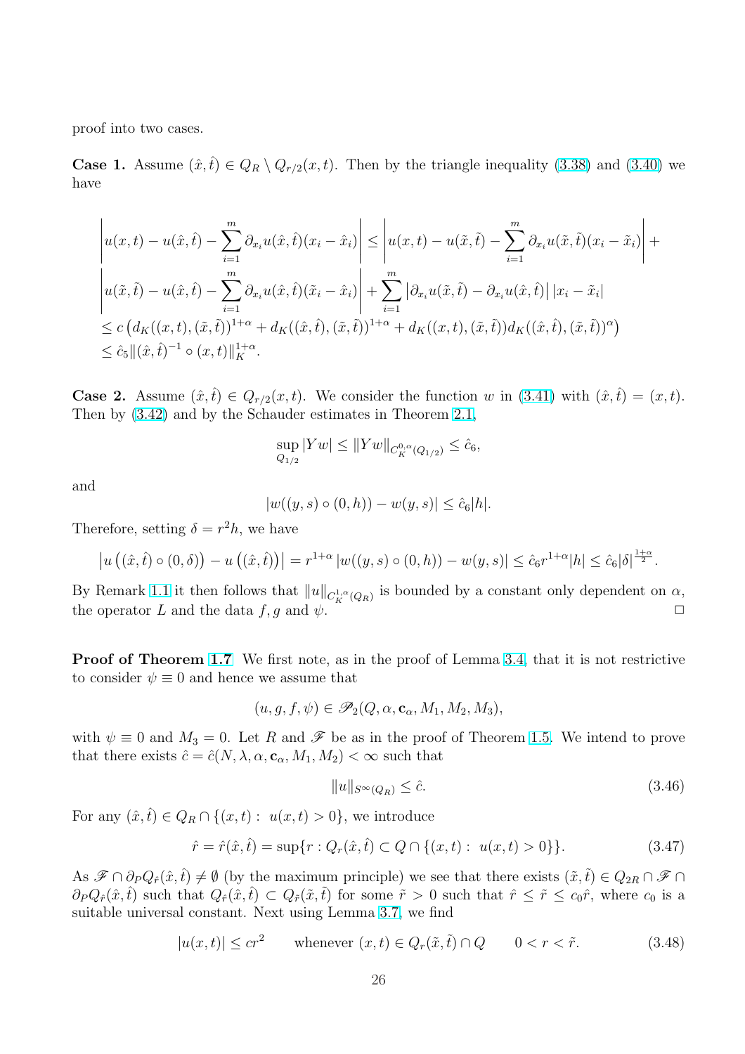proof into two cases.

**Case 1.** Assume $(\hat{x},\hat{t}) \in Q_R \setminus Q_{r/2}(x,t)$. Then by the triangle inequality (3.38) and (3.40) we have

$$
\begin{aligned}
&\left| u(x,t) - u(\hat{x},\hat{t}) - \sum_{i=1}^{m} \partial_{x_i} u(\hat{x},\hat{t})(x_i - \hat{x}_i) \right| \leq \left| u(x,t) - u(\tilde{x},\tilde{t}) - \sum_{i=1}^{m} \partial_{x_i} u(\tilde{x},\tilde{t})(x_i - \tilde{x}_i) \right| + \\
&\left| u(\tilde{x},\tilde{t}) - u(\hat{x},\hat{t}) - \sum_{i=1}^{m} \partial_{x_i} u(\hat{x},\hat{t})(\tilde{x}_i - \hat{x}_i) \right| + \sum_{i=1}^{m} \left| \partial_{x_i} u(\tilde{x},\tilde{t}) - \partial_{x_i} u(\hat{x},\hat{t}) \right| |x_i - \tilde{x}_i| \\
&\leq c \left( d_K((x,t),(\tilde{x},\tilde{t}))^{1+\alpha} + d_K((\hat{x},\hat{t}),(\tilde{x},\tilde{t}))^{1+\alpha} + d_K((x,t),(\tilde{x},\tilde{t})) d_K((\hat{x},\hat{t}),(\tilde{x},\tilde{t}))^{\alpha} \right) \\
&\leq \hat{c}_5 \|(\hat{x},\hat{t})^{-1} \circ (x,t)\|_K^{1+\alpha}.
\end{aligned}
$$

**Case 2.** Assume $(\hat{x},\hat{t}) \in Q_{r/2}(x,t)$. We consider the function $w$ in (3.41) with $(\hat{x},\hat{t}) = (x,t)$. Then by (3.42) and by the Schauder estimates in Theorem 2.1,

$$
\sup_{Q_{1/2}} |Yw| \leq \|Yw\|_{C_K^{0,\alpha}(Q_{1/2})} \leq \hat{c}_6,
$$

and

$$
|w((y,s) \circ (0,h)) - w(y,s)| \leq \hat{c}_6 |h|.
$$

Therefore, setting $\delta = r^2 h$, we have

$$
\left| u\left((\hat{x},\hat{t}) \circ (0,\delta)\right) - u\left((\hat{x},\hat{t})\right) \right| = r^{1+\alpha} \left| w((y,s) \circ (0,h)) - w(y,s) \right| \leq \hat{c}_6 r^{1+\alpha} |h| \leq \hat{c}_6 |\delta|^{\frac{1+\alpha}{2}}.
$$

By Remark 1.1 it then follows that $\|u\|_{C_K^{1,\alpha}(Q_R)}$ is bounded by a constant only dependent on $\alpha$, the operator $L$ and the data $f, g$ and $\psi$. $\square$

**Proof of Theorem 1.7** We first note, as in the proof of Lemma 3.4, that it is not restrictive to consider $\psi \equiv 0$ and hence we assume that

$$
(u, g, f, \psi) \in \mathscr{P}_2(Q, \alpha, \mathbf{c}_\alpha, M_1, M_2, M_3),
$$

with $\psi \equiv 0$ and $M_3 = 0$. Let $R$ and $\mathscr{F}$ be as in the proof of Theorem 1.5. We intend to prove that there exists $\hat{c} = \hat{c}(N, \lambda, \alpha, \mathbf{c}_\alpha, M_1, M_2) < \infty$ such that

$$
\|u\|_{S^\infty(Q_R)} \leq \hat{c}. \tag{3.46}
$$

For any $(\hat{x},\hat{t}) \in Q_R \cap \{(x,t) : \; u(x,t) > 0\}$, we introduce

$$
\hat{r} = \hat{r}(\hat{x},\hat{t}) = \sup\{r : Q_r(\hat{x},\hat{t}) \subset Q \cap \{(x,t) : \; u(x,t) > 0\}\}. \tag{3.47}
$$

As $\mathscr{F} \cap \partial_P Q_{\hat{r}}(\hat{x},\hat{t}) \neq \emptyset$ (by the maximum principle) we see that there exists $(\tilde{x},\tilde{t}) \in Q_{2R} \cap \mathscr{F} \cap \partial_P Q_{\hat{r}}(\hat{x},\hat{t})$ such that $Q_{\hat{r}}(\hat{x},\hat{t}) \subset Q_{\tilde{r}}(\tilde{x},\tilde{t})$ for some $\tilde{r} > 0$ such that $\hat{r} \leq \tilde{r} \leq c_0 \hat{r}$, where $c_0$ is a suitable universal constant. Next using Lemma 3.7, we find

$$
|u(x,t)| \leq c r^2 \qquad \text{whenever } (x,t) \in Q_r(\tilde{x},\tilde{t}) \cap Q \qquad 0 < r < \tilde{r}. \tag{3.48}
$$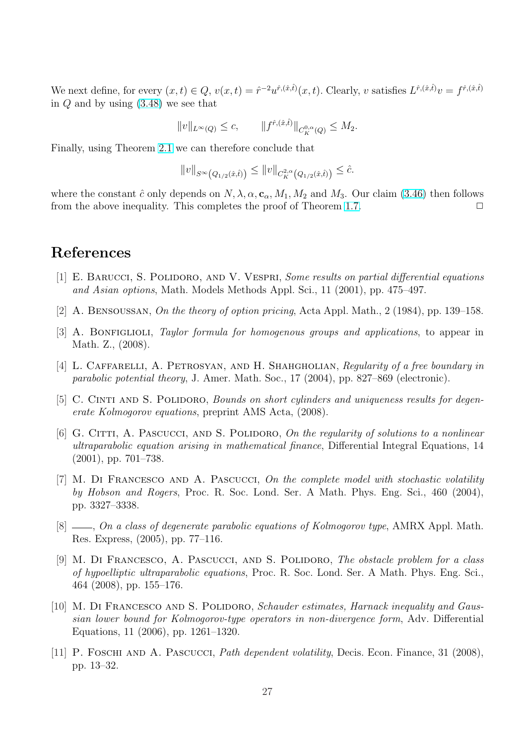We next define, for every $(x,t) \in Q$, $v(x,t) = \hat{r}^{-2} u^{\hat{r},(\hat{x},\hat{t})}(x,t)$. Clearly, $v$ satisfies $L^{\hat{r},(\hat{x},\hat{t})} v = f^{\hat{r},(\hat{x},\hat{t})}$ in $Q$ and by using (3.48) we see that

$$\|v\|_{L^\infty(Q)} \leq c, \qquad \|f^{\hat{r},(\hat{x},\hat{t})}\|_{C_K^{0,\alpha}(Q)} \leq M_2.$$

Finally, using Theorem 2.1 we can therefore conclude that

$$\|v\|_{S^\infty\left(Q_{1/2}(\hat{x},\hat{t})\right)} \leq \|v\|_{C_K^{2,\alpha}\left(Q_{1/2}(\hat{x},\hat{t})\right)} \leq \hat{c}.$$

where the constant $\hat{c}$ only depends on $N, \lambda, \alpha, \mathbf{c}_\alpha, M_1, M_2$ and $M_3$. Our claim (3.46) then follows from the above inequality. This completes the proof of Theorem 1.7. $\square$

## References

[1] E. Barucci, S. Polidoro, and V. Vespri, *Some results on partial differential equations and Asian options*, Math. Models Methods Appl. Sci., 11 (2001), pp. 475–497.

[2] A. Bensoussan, *On the theory of option pricing*, Acta Appl. Math., 2 (1984), pp. 139–158.

[3] A. Bonfiglioli, *Taylor formula for homogenous groups and applications*, to appear in Math. Z., (2008).

[4] L. Caffarelli, A. Petrosyan, and H. Shahgholian, *Regularity of a free boundary in parabolic potential theory*, J. Amer. Math. Soc., 17 (2004), pp. 827–869 (electronic).

[5] C. Cinti and S. Polidoro, *Bounds on short cylinders and uniqueness results for degenerate Kolmogorov equations*, preprint AMS Acta, (2008).

[6] G. Citti, A. Pascucci, and S. Polidoro, *On the regularity of solutions to a nonlinear ultraparabolic equation arising in mathematical finance*, Differential Integral Equations, 14 (2001), pp. 701–738.

[7] M. Di Francesco and A. Pascucci, *On the complete model with stochastic volatility by Hobson and Rogers*, Proc. R. Soc. Lond. Ser. A Math. Phys. Eng. Sci., 460 (2004), pp. 3327–3338.

[8] ———, *On a class of degenerate parabolic equations of Kolmogorov type*, AMRX Appl. Math. Res. Express, (2005), pp. 77–116.

[9] M. Di Francesco, A. Pascucci, and S. Polidoro, *The obstacle problem for a class of hypoelliptic ultraparabolic equations*, Proc. R. Soc. Lond. Ser. A Math. Phys. Eng. Sci., 464 (2008), pp. 155–176.

[10] M. Di Francesco and S. Polidoro, *Schauder estimates, Harnack inequality and Gaussian lower bound for Kolmogorov-type operators in non-divergence form*, Adv. Differential Equations, 11 (2006), pp. 1261–1320.

[11] P. Foschi and A. Pascucci, *Path dependent volatility*, Decis. Econ. Finance, 31 (2008), pp. 13–32.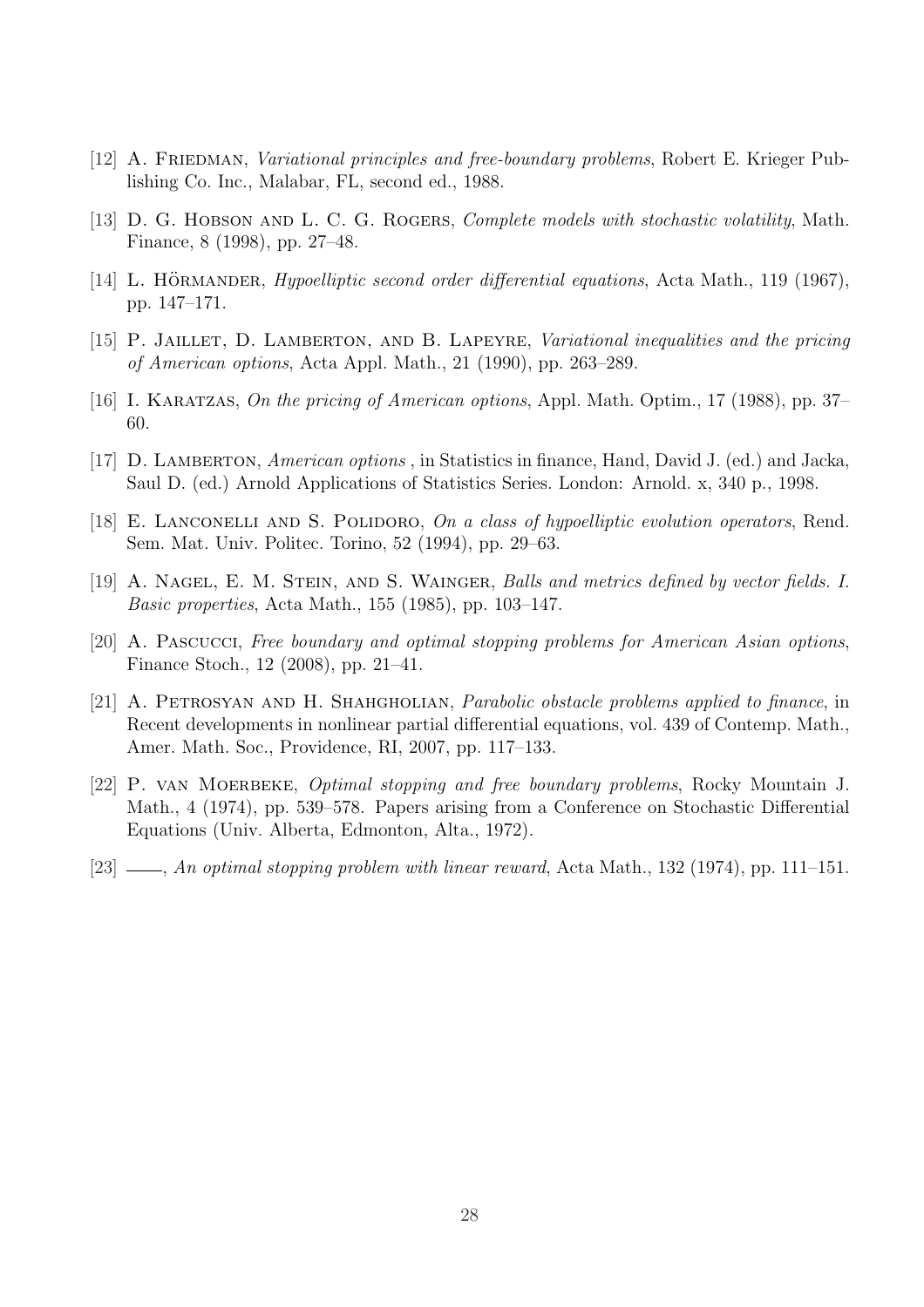[12] A. Friedman, *Variational principles and free-boundary problems*, Robert E. Krieger Publishing Co. Inc., Malabar, FL, second ed., 1988.

[13] D. G. Hobson and L. C. G. Rogers, *Complete models with stochastic volatility*, Math. Finance, 8 (1998), pp. 27–48.

[14] L. Hörmander, *Hypoelliptic second order differential equations*, Acta Math., 119 (1967), pp. 147–171.

[15] P. Jaillet, D. Lamberton, and B. Lapeyre, *Variational inequalities and the pricing of American options*, Acta Appl. Math., 21 (1990), pp. 263–289.

[16] I. Karatzas, *On the pricing of American options*, Appl. Math. Optim., 17 (1988), pp. 37–60.

[17] D. Lamberton, *American options* , in Statistics in finance, Hand, David J. (ed.) and Jacka, Saul D. (ed.) Arnold Applications of Statistics Series. London: Arnold. x, 340 p., 1998.

[18] E. Lanconelli and S. Polidoro, *On a class of hypoelliptic evolution operators*, Rend. Sem. Mat. Univ. Politec. Torino, 52 (1994), pp. 29–63.

[19] A. Nagel, E. M. Stein, and S. Wainger, *Balls and metrics defined by vector fields. I. Basic properties*, Acta Math., 155 (1985), pp. 103–147.

[20] A. Pascucci, *Free boundary and optimal stopping problems for American Asian options*, Finance Stoch., 12 (2008), pp. 21–41.

[21] A. Petrosyan and H. Shahgholian, *Parabolic obstacle problems applied to finance*, in Recent developments in nonlinear partial differential equations, vol. 439 of Contemp. Math., Amer. Math. Soc., Providence, RI, 2007, pp. 117–133.

[22] P. van Moerbeke, *Optimal stopping and free boundary problems*, Rocky Mountain J. Math., 4 (1974), pp. 539–578. Papers arising from a Conference on Stochastic Differential Equations (Univ. Alberta, Edmonton, Alta., 1972).

[23] ——, *An optimal stopping problem with linear reward*, Acta Math., 132 (1974), pp. 111–151.